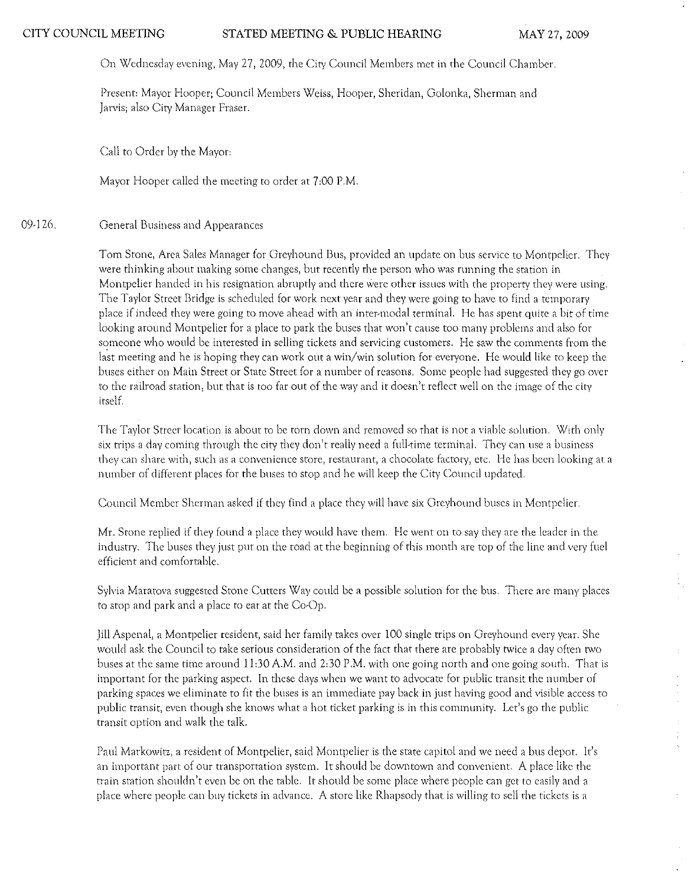On Wednesday evening, May 27, 2009, the City Council Members met in the Council Chamber.

Present: Mayor Hooper; Council Members Weiss, Hooper, Sheridan, Golonka, Sherman and Jarvis; also City Manager Fraser.

Call to Order by the Mayor:

Mayor Hooper called the meeting to order at 7:00 P.M.

09-126. General Business and Appearances

Tom Stone, Area Sales Manager for Greyhound Bus, provided an update on bus service to Montpelier. They were thinking about making some changes, but recently the person who was running the station in Montpelier handed in his resignation abruptly and there were other issues with the property they were using. The Taylor Street Bridge is scheduled for work next year and they were going to have to find a temporary place if indeed they were going to move ahead with an inter-modal terminal. He has spent quite a bit of time looking around Montpelier for a place to park the buses that won't cause too many problems and also for someone who would be interested in selling tickets and servicing customers. He saw the comments from the last meeting and he is hoping they can work out a win/win solution for everyone. He would like to keep the buses either on Main Street or State Street for a number of reasons. Some people had suggested they go over to the railroad station, but that is too far out of the way and it doesn't reflect well on the image of the city itself.

The Taylor Street location is about to be torn down and removed so that is not a viable solution. With only six trips a day coming through the city they don't really need a full-time terminal. They can use a business they can share with, such as a convenience store, restaurant, a chocolate factory, etc. He has been looking at a number of different places for the buses to stop and he will keep the City Council updated.

Council Member Sherman asked if they find a place they will have six Greyhound buses in Montpelier.

Mr. Stone replied if they found a place they would have them. He went on to say they are the leader in the industry. The buses they just put on the road at the beginning of this month are top of the line and very fuel efficient and comfortable.

Sylvia Maratova suggested Stone Cutters Way could be a possible solution for the bus. There are many places to stop and park and a place to eat at the Co-Op.

Jill Aspenal, a Montpelier resident, said her family takes over 100 single trips on Greyhound every year. She would ask the Council to take serious consideration of the fact that there are probably twice a day often two buses at the same time around 11:30 A.M. and 2:30 P.M. with one going north and one going south. That is important for the parking aspect. In these days when we want to advocate for public transit the number of parking spaces we eliminate to fit the buses is an immediate pay back in just having good and visible access to public transit, even though she knows what a hot ticket parking is in this community. Let's go the public transit option and walk the talk.

Paul Markowitz, a resident of Montpelier, said Montpelier is the state capitol and we need a bus depot. It's an important part of our transportation system. It should be downtown and convenient. A place like the train station shouldn't even be on the table. It should be some place where people can get to easily and a place where people can buy tickets in advance. A store like Rhapsody that is willing to sell the tickets is a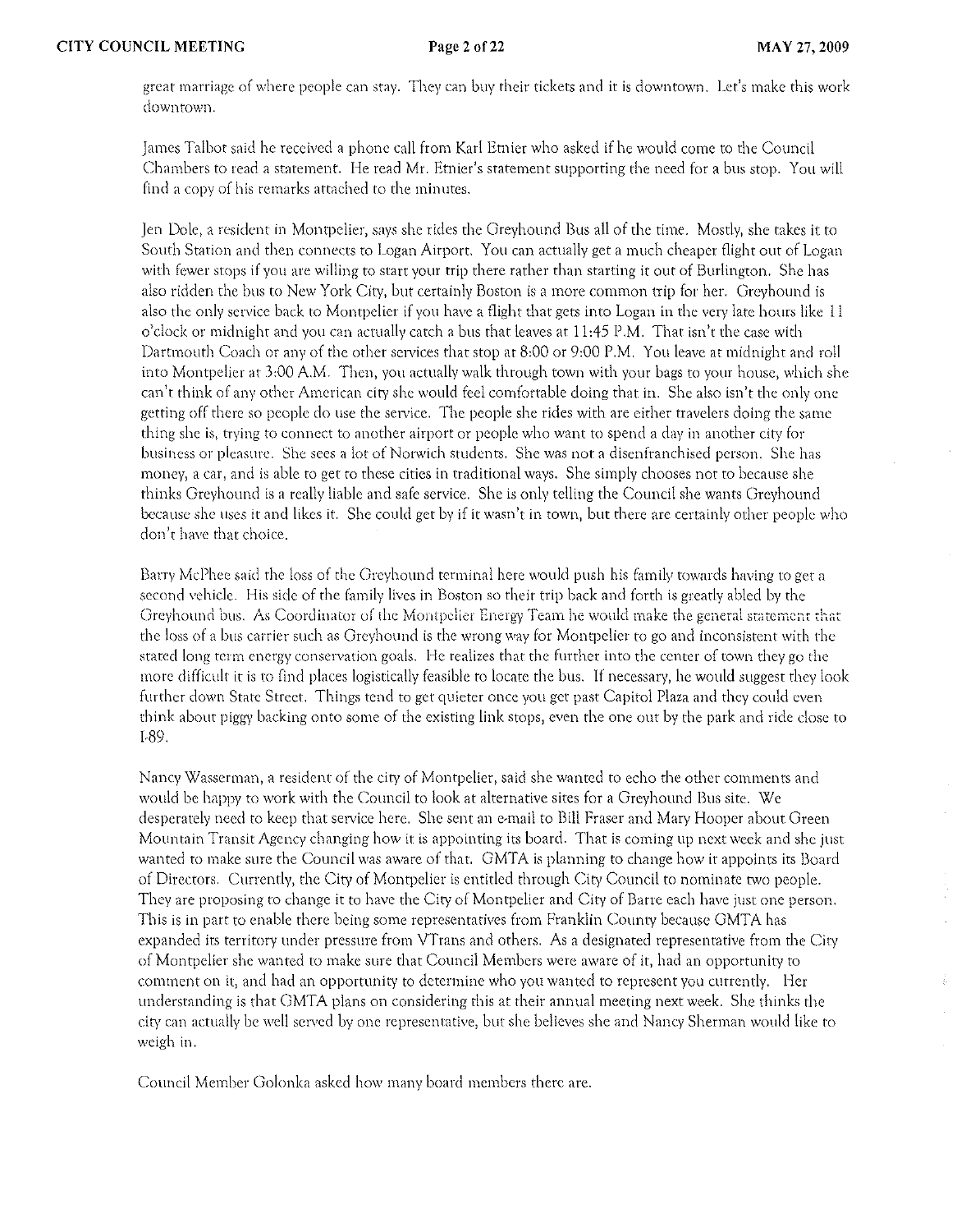great marriage of where people can stay. They can buy their tickets and it is downtown. Let's make this work downtown.

James Talbot said he received a phone call from Karl Etnier who asked if he would come to the Council Chambers to read a statement. He read Mr. Etnier's statement supporting the need for a bus stop. You will find a copy of his remarks attached to the minutes.

Jen Dole, a resident in Montpelier, says she rides the Greyhound Bus all of the time. Mostly, she takes it to South Station and then connects to Logan Airport. You can actually get a much cheaper flight out of Logan with fewer stops if you are willing to start your trip there rather than starting it out of Burlington. She has also ridden the bus to New York City, but certainly Boston is a more common trip for her. Greyhound is also the only service back to Montpelier if you have a flight that gets into Logan in the very late hours like 11 o'clock or midnight and you can actually catch a bus that leaves at 11:45 P.M. That isn't the case with Dartmouth Coach or any of the other services that stop at 8:00 or 9:00 P.M. You leave at midnight and roll into Montpelier at 3:00 A.M. Then, you actually walk through town with your bags to your house, which she can't think of any other American city she would feel comfortable doing that in. She also isn't the only one getting off there so people do use the service. The people she rides with are either travelers doing the same thing she is, trying to connect to another airport or people who want to spend a day in another city for business or pleasure. She sees a lot of Norwich students. She was not a disenfranchised person. She has money, a car, and is able to get to these cities in traditional ways. She simply chooses not to because she thinks Greyhound is a really liable and safe service. She is only telling the Council she wants Greyhound because she uses it and likes it. She could get by if it wasn't in town, but there are certainly other people who don't have that choice.

Barry McPhee said the loss of the Greyhound terminal here would push his family towards having to get a second vehicle. His side of the family lives in Boston so their trip back and forth is greatly abled by the Greyhound bus. As Coordinator of the Montpelier Energy Team he would make the general statement that the loss of a bus carrier such as Greyhound is the wrong way for Montpelier to go and inconsistent with the stated long term energy conservation goals. He realizes that the further into the center of town they go the more difficult it is to find places logistically feasible to locate the bus. If necessary, he would suggest they look further down State Street. Things tend to get quieter once you get past Capitol Plaza and they could even think about piggy backing onto some of the existing link stops, even the one out by the park and ride close to I-89.

Nancy Wasserman, a resident of the city of Montpelier, said she wanted to echo the other comments and would be happy to work with the Council to look at alternative sites for a Greyhound Bus site. We desperately need to keep that service here. She sent an e-mail to Bill Fraser and Mary Hooper about Green Mountain Transit Agency changing how it is appointing its board. That is coming up next week and she just wanted to make sure the Council was aware of that. GMTA is planning to change how it appoints its Board of Directors. Currently, the City of Montpelier is entitled through City Council to nominate two people. They are proposing to change it to have the City of Montpelier and City of Barre each have just one person. This is in part to enable there being some representatives from Franklin County because GMTA has expanded its territory under pressure from VTrans and others. As a designated representative from the City of Montpelier she wanted to make sure that Council Members were aware of it, had an opportunity to comment on it, and had an opportunity to determine who you wanted to represent you currently. Her understanding is that GMTA plans on considering this at their annual meeting next week. She thinks the city can actually be well served by one representative, but she believes she and Nancy Sherman would like to weigh in.

Council Member Golonka asked how many board members there are.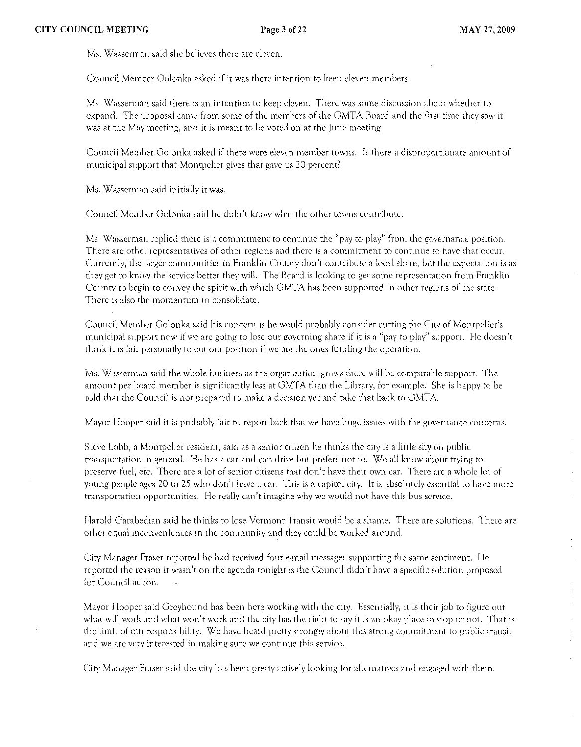Ms. Wasserman said she believes there are eleven.

Council Member Golonka asked if it was there intention to keep eleven members.

Ms. Wasserman said there is an intention to keep eleven. There was some discussion about whether to expand. The proposal came from some of the members of the GMTA Board and the first time they saw it was at the May meeting, and it is meant to be voted on at the June meeting.

Council Member Golonka asked if there were eleven member towns. Is there a disproportionate amount of municipal support that Montpelier gives that gave us 20 percent?

Ms. Wasserman said initially it was.

Council Member Golonka said he didn't know what the other towns contribute.

Ms. Wasserman replied there is a commitment to continue the "pay to play" from the governance position. There are other representatives of other regions and there is a commitment to continue to have that occur. Currently, the larger communities in Franklin County don't contribute a local share, but the expectation is as they get to know the service better they will. The Board is looking to get some representation from Franklin County to begin to convey the spirit with which GMTA has been supported in other regions of the state. There is also the momentum to consolidate.

Council Member Golonka said his concern is he would probably consider cutting the City of Montpelier's municipal support now if we are going to lose our governing share if it is a "pay to play" support. He doesn't think it is fair personally to cut our position if we are the ones funding the operation.

Ms. Wasserman said the whole business as the organization grows there will be comparable support. The amount per board member is significantly less at GMTA than the Library, for example. She is happy to be told that the Council is not prepared to make a decision yet and take that back to GMTA.

Mayor Hooper said it is probably fair to report back that we have huge issues with the governance concerns.

Steve Lobb, a Montpelier resident, said as a senior citizen he thinks the city is a little shy on public transportation in general. He has a car and can drive but prefers not to. We all know about trying to preserve fuel, etc. There are a lot of senior citizens that don't have their own car. There are a whole lot of young people ages 20 to 25 who don't have a car. This is a capitol city. It is absolutely essential to have more transportation opportunities. He really can't imagine why we would not have this bus service.

Harold Garabedian said he thinks to lose Vermont Transit would be a shame. There are solutions. There are other equal inconveniences in the community and they could be worked around.

City Manager Fraser reported he had received four e-mail messages supporting the same sentiment. He reported the reason it wasn't on the agenda tonight is the Council didn't have a specific solution proposed for Council action.

Mayor Hooper said Greyhound has been here working with the city. Essentially, it is their job to figure out what will work and what won't work and the city has the right to say it is an okay place to stop or not. That is the limit of our responsibility. We have heard pretty strongly about this strong commitment to public transit and we are very interested in making sure we continue this service.

City Manager Fraser said the city has been pretty actively looking for alternatives and engaged with them.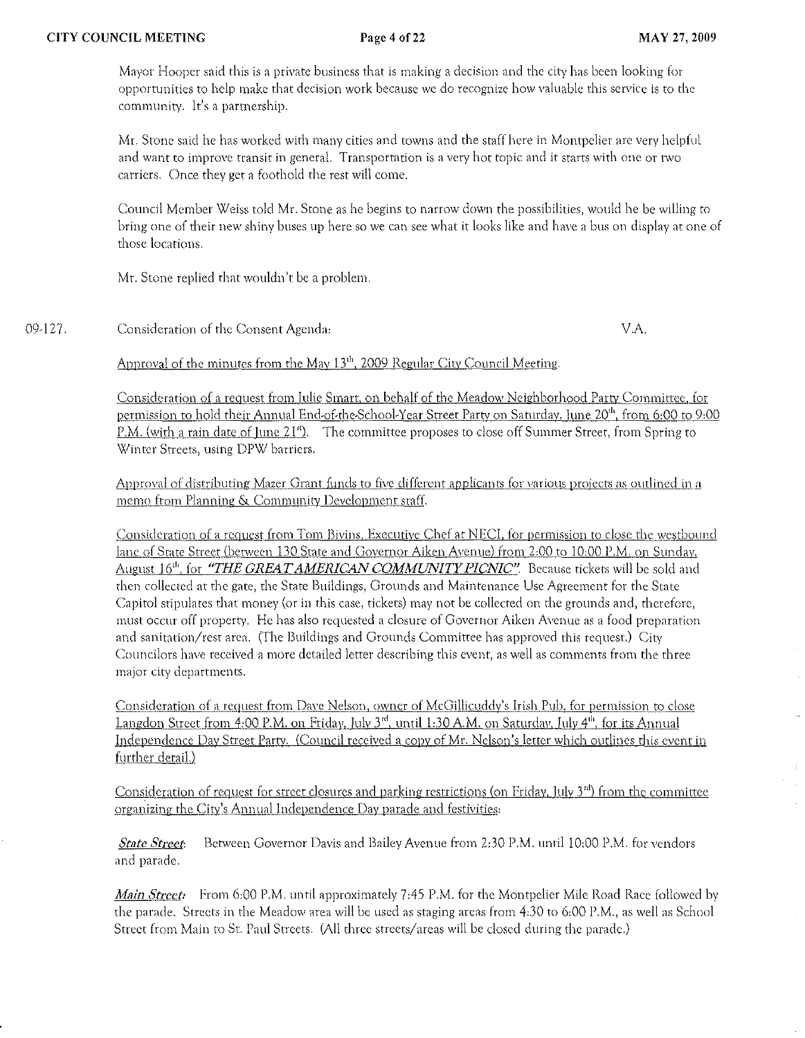Mayor Hooper said this is a private business that is making a decision and the city has been looking for opportunities to help make that decision work because we do recognize how valuable this service is to the community. It's a partnership.

Mr. Stone said he has worked with many cities and towns and the staff here in Montpelier are very helpful and want to improve transit in general. Transportation is a very hot topic and it starts with one or two carriers. Once they get a foothold the rest will come.

Council Member Weiss told Mr. Stone as he begins to narrow down the possibilities, would he be willing to bring one of their new shiny buses up here so we can see what it looks like and have a bus on display at one of those locations.

Mr. Stone replied that wouldn't be a problem.

09-127. Consideration of the Consent Agenda: V.A.

Approval of the minutes from the May 13th, 2009 Regular City Council Meeting.

Consideration of a request from Julie Smart, on behalf of the Meadow Neighborhood Party Committee, for permission to hold their Annual End-of-the-School-Year Street Party on Saturday, June 20th, from 6:00 to 9:00 P.M. (with a rain date of June 21st). The committee proposes to close off Summer Street, from Spring to Winter Streets, using DPW barriers.

Approval of distributing Mazer Grant funds to five different applicants for various projects as outlined in a memo from Planning & Community Development staff.

Consideration of a request from Tom Bivins, Executive Chef at NECI, for permission to close the westbound lane of State Street (between 130 State and Governor Aiken Avenue) from 2:00 to 10:00 P.M. on Sunday, August 16th, for ***"THE GREAT AMERICAN COMMUNITY PICNIC"***. Because tickets will be sold and then collected at the gate, the State Buildings, Grounds and Maintenance Use Agreement for the State Capitol stipulates that money (or in this case, tickets) may not be collected on the grounds and, therefore, must occur off property. He has also requested a closure of Governor Aiken Avenue as a food preparation and sanitation/rest area. (The Buildings and Grounds Committee has approved this request.) City Councilors have received a more detailed letter describing this event, as well as comments from the three major city departments.

Consideration of a request from Dave Nelson, owner of McGillicuddy's Irish Pub, for permission to close Langdon Street from 4:00 P.M. on Friday, July 3rd, until 1:30 A.M. on Saturday, July 4th, for its Annual Independence Day Street Party. (Council received a copy of Mr. Nelson's letter which outlines this event in further detail.)

Consideration of request for street closures and parking restrictions (on Friday, July 3rd) from the committee organizing the City's Annual Independence Day parade and festivities:

***State Street:*** Between Governor Davis and Bailey Avenue from 2:30 P.M. until 10:00 P.M. for vendors and parade.

***Main Street:*** From 6:00 P.M. until approximately 7:45 P.M. for the Montpelier Mile Road Race followed by the parade. Streets in the Meadow area will be used as staging areas from 4:30 to 6:00 P.M., as well as School Street from Main to St. Paul Streets. (All three streets/areas will be closed during the parade.)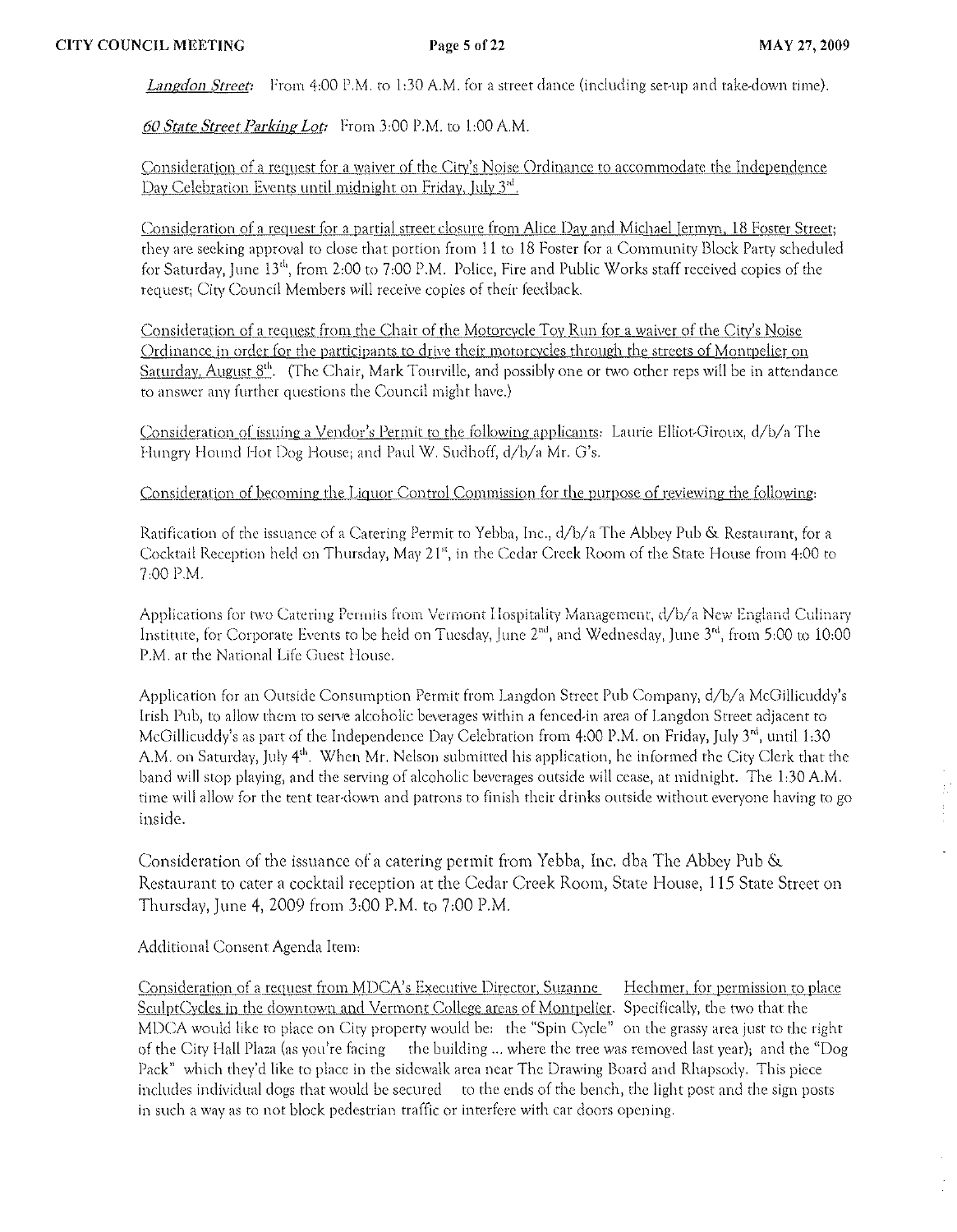*Langdon Street*: From 4:00 P.M. to 1:30 A.M. for a street dance (including set-up and take-down time).

*60 State Street Parking Lot*: From 3:00 P.M. to 1:00 A.M.

Consideration of a request for a waiver of the City's Noise Ordinance to accommodate the Independence Day Celebration Events until midnight on Friday, July 3rd.

Consideration of a request for a partial street closure from Alice Day and Michael Jermyn, 18 Foster Street; they are seeking approval to close that portion from 11 to 18 Foster for a Community Block Party scheduled for Saturday, June 13th, from 2:00 to 7:00 P.M. Police, Fire and Public Works staff received copies of the request; City Council Members will receive copies of their feedback.

Consideration of a request from the Chair of the Motorcycle Toy Run for a waiver of the City's Noise Ordinance in order for the participants to drive their motorcycles through the streets of Montpelier on Saturday, August 8th. (The Chair, Mark Tourville, and possibly one or two other reps will be in attendance to answer any further questions the Council might have.)

Consideration of issuing a Vendor's Permit to the following applicants: Laurie Elliot-Giroux, d/b/a The Hungry Hound Hot Dog House; and Paul W. Sudhoff, d/b/a Mr. G's.

Consideration of becoming the Liquor Control Commission for the purpose of reviewing the following:

Ratification of the issuance of a Catering Permit to Yebba, Inc., d/b/a The Abbey Pub & Restaurant, for a Cocktail Reception held on Thursday, May 21st, in the Cedar Creek Room of the State House from 4:00 to 7:00 P.M.

Applications for two Catering Permits from Vermont Hospitality Management, d/b/a New England Culinary Institute, for Corporate Events to be held on Tuesday, June 2nd, and Wednesday, June 3rd, from 5:00 to 10:00 P.M. at the National Life Guest House.

Application for an Outside Consumption Permit from Langdon Street Pub Company, d/b/a McGillicuddy's Irish Pub, to allow them to serve alcoholic beverages within a fenced-in area of Langdon Street adjacent to McGillicuddy's as part of the Independence Day Celebration from 4:00 P.M. on Friday, July 3rd, until 1:30 A.M. on Saturday, July 4th. When Mr. Nelson submitted his application, he informed the City Clerk that the band will stop playing, and the serving of alcoholic beverages outside will cease, at midnight. The 1:30 A.M. time will allow for the tent tear-down and patrons to finish their drinks outside without everyone having to go inside.

Consideration of the issuance of a catering permit from Yebba, Inc. dba The Abbey Pub & Restaurant to cater a cocktail reception at the Cedar Creek Room, State House, 115 State Street on Thursday, June 4, 2009 from 3:00 P.M. to 7:00 P.M.

Additional Consent Agenda Item:

Consideration of a request from MDCA's Executive Director, Suzanne Hechmer, for permission to place SculptCycles in the downtown and Vermont College areas of Montpelier. Specifically, the two that the MDCA would like to place on City property would be: the "Spin Cycle" on the grassy area just to the right of the City Hall Plaza (as you're facing the building ... where the tree was removed last year); and the "Dog Pack" which they'd like to place in the sidewalk area near The Drawing Board and Rhapsody. This piece includes individual dogs that would be secured to the ends of the bench, the light post and the sign posts in such a way as to not block pedestrian traffic or interfere with car doors opening.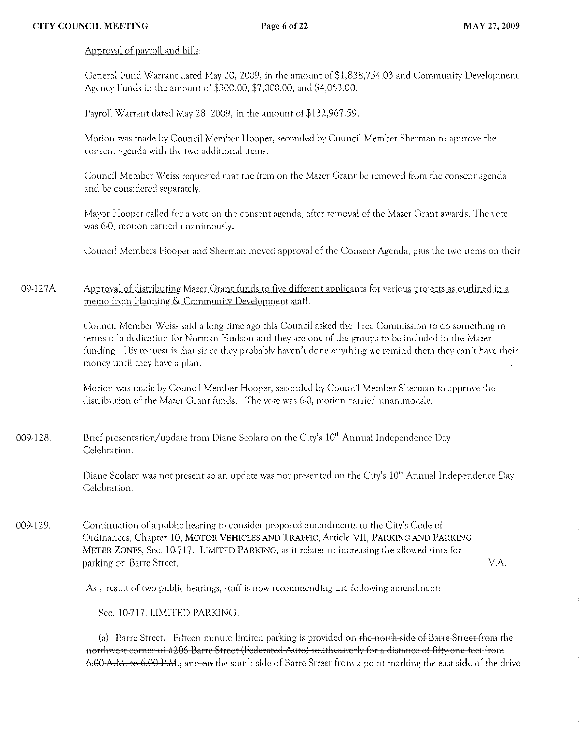Approval of payroll and bills:

General Fund Warrant dated May 20, 2009, in the amount of $1,838,754.03 and Community Development Agency Funds in the amount of $300.00, $7,000.00, and $4,063.00.

Payroll Warrant dated May 28, 2009, in the amount of $132,967.59.

Motion was made by Council Member Hooper, seconded by Council Member Sherman to approve the consent agenda with the two additional items.

Council Member Weiss requested that the item on the Mazer Grant be removed from the consent agenda and be considered separately.

Mayor Hooper called for a vote on the consent agenda, after removal of the Mazer Grant awards. The vote was 6-0, motion carried unanimously.

Council Members Hooper and Sherman moved approval of the Consent Agenda, plus the two items on their

09-127A. Approval of distributing Mazer Grant funds to five different applicants for various projects as outlined in a memo from Planning & Community Development staff.

Council Member Weiss said a long time ago this Council asked the Tree Commission to do something in terms of a dedication for Norman Hudson and they are one of the groups to be included in the Mazer funding. His request is that since they probably haven't done anything we remind them they can't have their money until they have a plan.

Motion was made by Council Member Hooper, seconded by Council Member Sherman to approve the distribution of the Mazer Grant funds. The vote was 6-0, motion carried unanimously.

009-128. Brief presentation/update from Diane Scolaro on the City's 10th Annual Independence Day Celebration.

Diane Scolaro was not present so an update was not presented on the City's 10th Annual Independence Day Celebration.

009-129. Continuation of a public hearing to consider proposed amendments to the City's Code of Ordinances, Chapter 10, MOTOR VEHICLES AND TRAFFIC, Article VII, PARKING AND PARKING METER ZONES, Sec. 10-717. LIMITED PARKING, as it relates to increasing the allowed time for parking on Barre Street. V.A.

As a result of two public hearings, staff is now recommending the following amendment:

Sec. 10-717. LIMITED PARKING.

(a) Barre Street. Fifteen minute limited parking is provided on ~~the north side of Barre Street from the northwest corner of #206 Barre Street (Federated Auto) southeasterly for a distance of fifty-one feet from 6:00 A.M. to 6:00 P.M., and on~~ the south side of Barre Street from a point marking the east side of the drive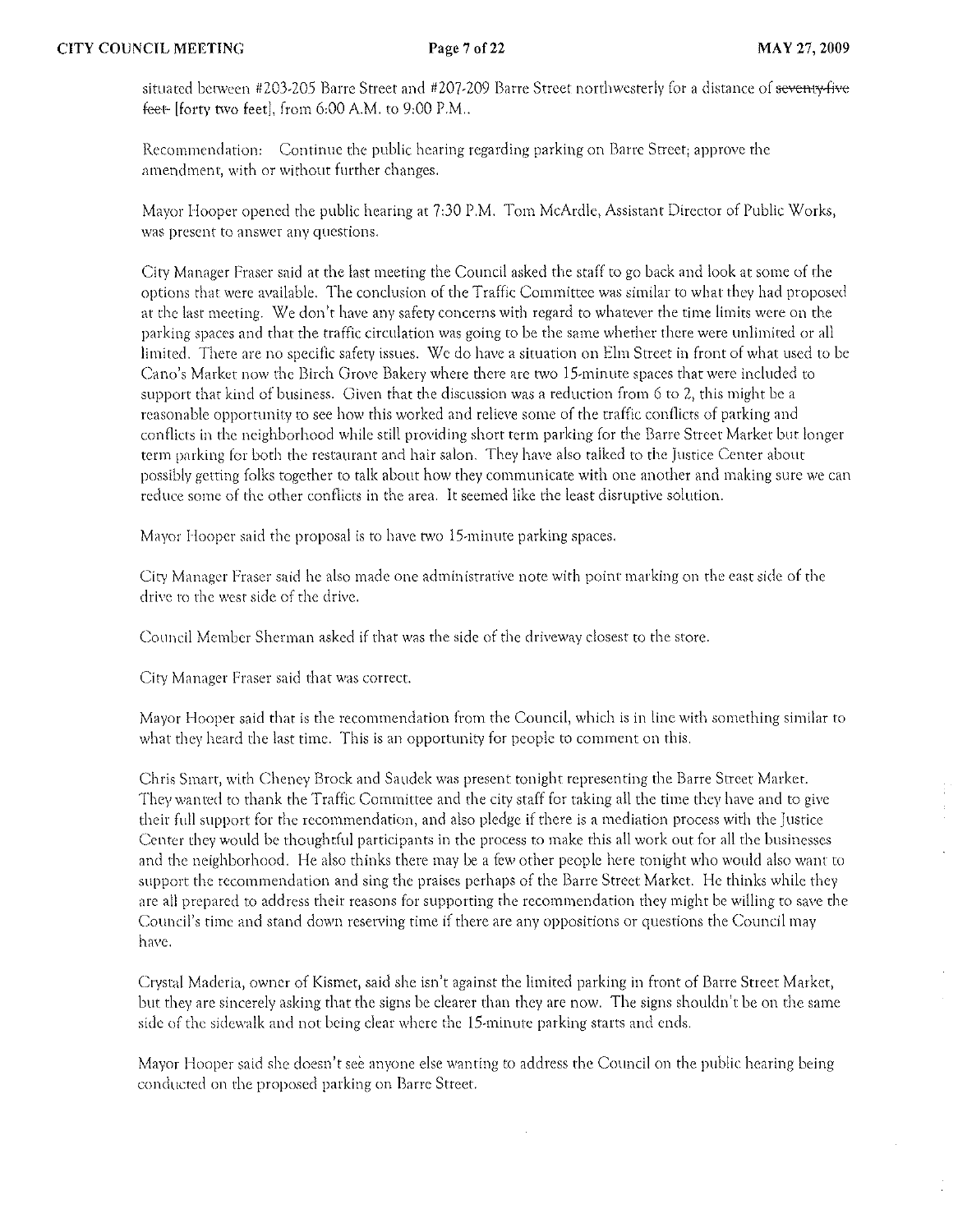situated between #203-205 Barre Street and #207-209 Barre Street northwesterly for a distance of ~~seventy-five feet~~ [forty two feet], from 6:00 A.M. to 9:00 P.M..

Recommendation: Continue the public hearing regarding parking on Barre Street; approve the amendment, with or without further changes.

Mayor Hooper opened the public hearing at 7:30 P.M. Tom McArdle, Assistant Director of Public Works, was present to answer any questions.

City Manager Fraser said at the last meeting the Council asked the staff to go back and look at some of the options that were available. The conclusion of the Traffic Committee was similar to what they had proposed at the last meeting. We don't have any safety concerns with regard to whatever the time limits were on the parking spaces and that the traffic circulation was going to be the same whether there were unlimited or all limited. There are no specific safety issues. We do have a situation on Elm Street in front of what used to be Cano's Market now the Birch Grove Bakery where there are two 15-minute spaces that were included to support that kind of business. Given that the discussion was a reduction from 6 to 2, this might be a reasonable opportunity to see how this worked and relieve some of the traffic conflicts of parking and conflicts in the neighborhood while still providing short term parking for the Barre Street Market but longer term parking for both the restaurant and hair salon. They have also talked to the Justice Center about possibly getting folks together to talk about how they communicate with one another and making sure we can reduce some of the other conflicts in the area. It seemed like the least disruptive solution.

Mayor Hooper said the proposal is to have two 15-minute parking spaces.

City Manager Fraser said he also made one administrative note with point marking on the east side of the drive to the west side of the drive.

Council Member Sherman asked if that was the side of the driveway closest to the store.

City Manager Fraser said that was correct.

Mayor Hooper said that is the recommendation from the Council, which is in line with something similar to what they heard the last time. This is an opportunity for people to comment on this.

Chris Smart, with Cheney Brock and Saudek was present tonight representing the Barre Street Market. They wanted to thank the Traffic Committee and the city staff for taking all the time they have and to give their full support for the recommendation, and also pledge if there is a mediation process with the Justice Center they would be thoughtful participants in the process to make this all work out for all the businesses and the neighborhood. He also thinks there may be a few other people here tonight who would also want to support the recommendation and sing the praises perhaps of the Barre Street Market. He thinks while they are all prepared to address their reasons for supporting the recommendation they might be willing to save the Council's time and stand down reserving time if there are any oppositions or questions the Council may have.

Crystal Maderia, owner of Kismet, said she isn't against the limited parking in front of Barre Street Market, but they are sincerely asking that the signs be clearer than they are now. The signs shouldn't be on the same side of the sidewalk and not being clear where the 15-minute parking starts and ends.

Mayor Hooper said she doesn't see anyone else wanting to address the Council on the public hearing being conducted on the proposed parking on Barre Street.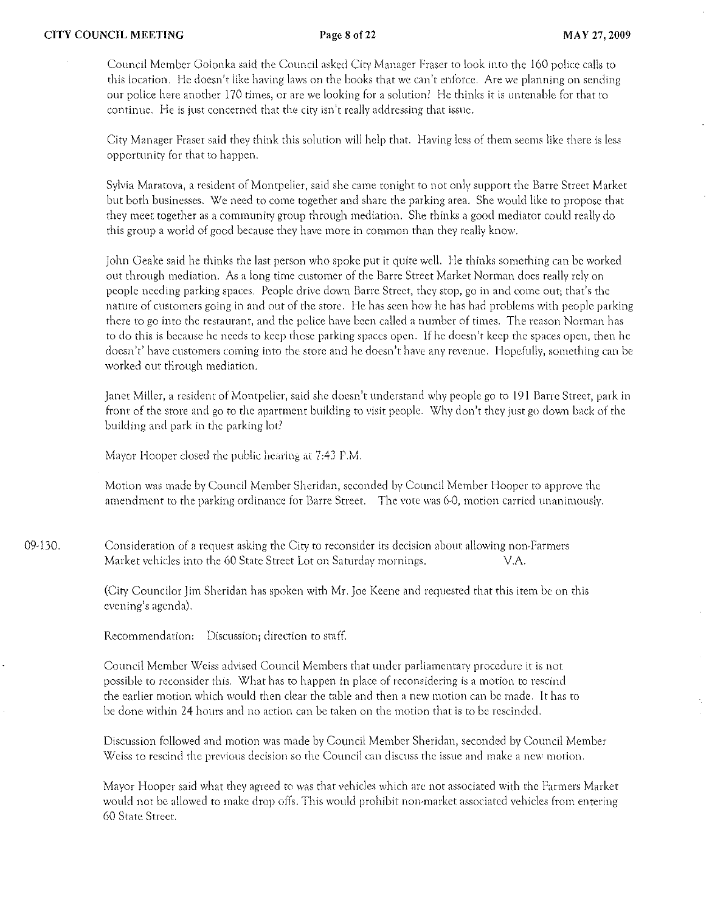Council Member Golonka said the Council asked City Manager Fraser to look into the 160 police calls to this location. He doesn't like having laws on the books that we can't enforce. Are we planning on sending our police here another 170 times, or are we looking for a solution? He thinks it is untenable for that to continue. He is just concerned that the city isn't really addressing that issue.

City Manager Fraser said they think this solution will help that. Having less of them seems like there is less opportunity for that to happen.

Sylvia Maratova, a resident of Montpelier, said she came tonight to not only support the Barre Street Market but both businesses. We need to come together and share the parking area. She would like to propose that they meet together as a community group through mediation. She thinks a good mediator could really do this group a world of good because they have more in common than they really know.

John Geake said he thinks the last person who spoke put it quite well. He thinks something can be worked out through mediation. As a long time customer of the Barre Street Market Norman does really rely on people needing parking spaces. People drive down Barre Street, they stop, go in and come out; that's the nature of customers going in and out of the store. He has seen how he has had problems with people parking there to go into the restaurant, and the police have been called a number of times. The reason Norman has to do this is because he needs to keep those parking spaces open. If he doesn't keep the spaces open, then he doesn't' have customers coming into the store and he doesn't have any revenue. Hopefully, something can be worked out through mediation.

Janet Miller, a resident of Montpelier, said she doesn't understand why people go to 191 Barre Street, park in front of the store and go to the apartment building to visit people. Why don't they just go down back of the building and park in the parking lot?

Mayor Hooper closed the public hearing at 7:43 P.M.

Motion was made by Council Member Sheridan, seconded by Council Member Hooper to approve the amendment to the parking ordinance for Barre Street. The vote was 6-0, motion carried unanimously.

09-130. Consideration of a request asking the City to reconsider its decision about allowing non-Farmers Market vehicles into the 60 State Street Lot on Saturday mornings. V.A.

(City Councilor Jim Sheridan has spoken with Mr. Joe Keene and requested that this item be on this evening's agenda).

Recommendation: Discussion; direction to staff.

Council Member Weiss advised Council Members that under parliamentary procedure it is not possible to reconsider this. What has to happen in place of reconsidering is a motion to rescind the earlier motion which would then clear the table and then a new motion can be made. It has to be done within 24 hours and no action can be taken on the motion that is to be rescinded.

Discussion followed and motion was made by Council Member Sheridan, seconded by Council Member Weiss to rescind the previous decision so the Council can discuss the issue and make a new motion.

Mayor Hooper said what they agreed to was that vehicles which are not associated with the Farmers Market would not be allowed to make drop offs. This would prohibit non-market associated vehicles from entering 60 State Street.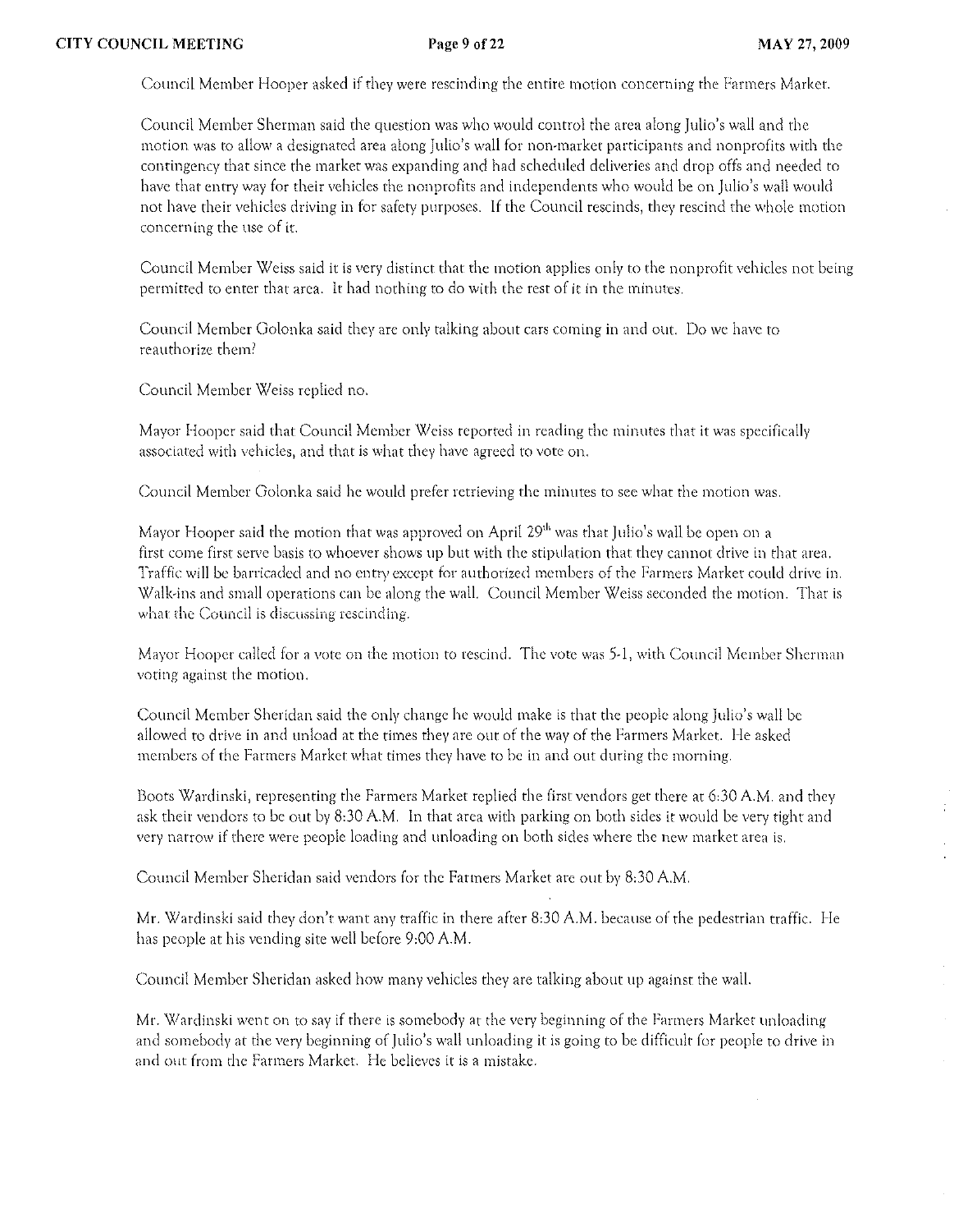Council Member Hooper asked if they were rescinding the entire motion concerning the Farmers Market.

Council Member Sherman said the question was who would control the area along Julio's wall and the motion was to allow a designated area along Julio's wall for non-market participants and nonprofits with the contingency that since the market was expanding and had scheduled deliveries and drop offs and needed to have that entry way for their vehicles the nonprofits and independents who would be on Julio's wall would not have their vehicles driving in for safety purposes. If the Council rescinds, they rescind the whole motion concerning the use of it.

Council Member Weiss said it is very distinct that the motion applies only to the nonprofit vehicles not being permitted to enter that area. It had nothing to do with the rest of it in the minutes.

Council Member Golonka said they are only talking about cars coming in and out. Do we have to reauthorize them?

Council Member Weiss replied no.

Mayor Hooper said that Council Member Weiss reported in reading the minutes that it was specifically associated with vehicles, and that is what they have agreed to vote on.

Council Member Golonka said he would prefer retrieving the minutes to see what the motion was.

Mayor Hooper said the motion that was approved on April 29th was that Julio's wall be open on a first come first serve basis to whoever shows up but with the stipulation that they cannot drive in that area. Traffic will be barricaded and no entry except for authorized members of the Farmers Market could drive in. Walk-ins and small operations can be along the wall. Council Member Weiss seconded the motion. That is what the Council is discussing rescinding.

Mayor Hooper called for a vote on the motion to rescind. The vote was 5-1, with Council Member Sherman voting against the motion.

Council Member Sheridan said the only change he would make is that the people along Julio's wall be allowed to drive in and unload at the times they are out of the way of the Farmers Market. He asked members of the Farmers Market what times they have to be in and out during the morning.

Boots Wardinski, representing the Farmers Market replied the first vendors get there at 6:30 A.M. and they ask their vendors to be out by 8:30 A.M. In that area with parking on both sides it would be very tight and very narrow if there were people loading and unloading on both sides where the new market area is.

Council Member Sheridan said vendors for the Farmers Market are out by 8:30 A.M.

Mr. Wardinski said they don't want any traffic in there after 8:30 A.M. because of the pedestrian traffic. He has people at his vending site well before 9:00 A.M.

Council Member Sheridan asked how many vehicles they are talking about up against the wall.

Mr. Wardinski went on to say if there is somebody at the very beginning of the Farmers Market unloading and somebody at the very beginning of Julio's wall unloading it is going to be difficult for people to drive in and out from the Farmers Market. He believes it is a mistake.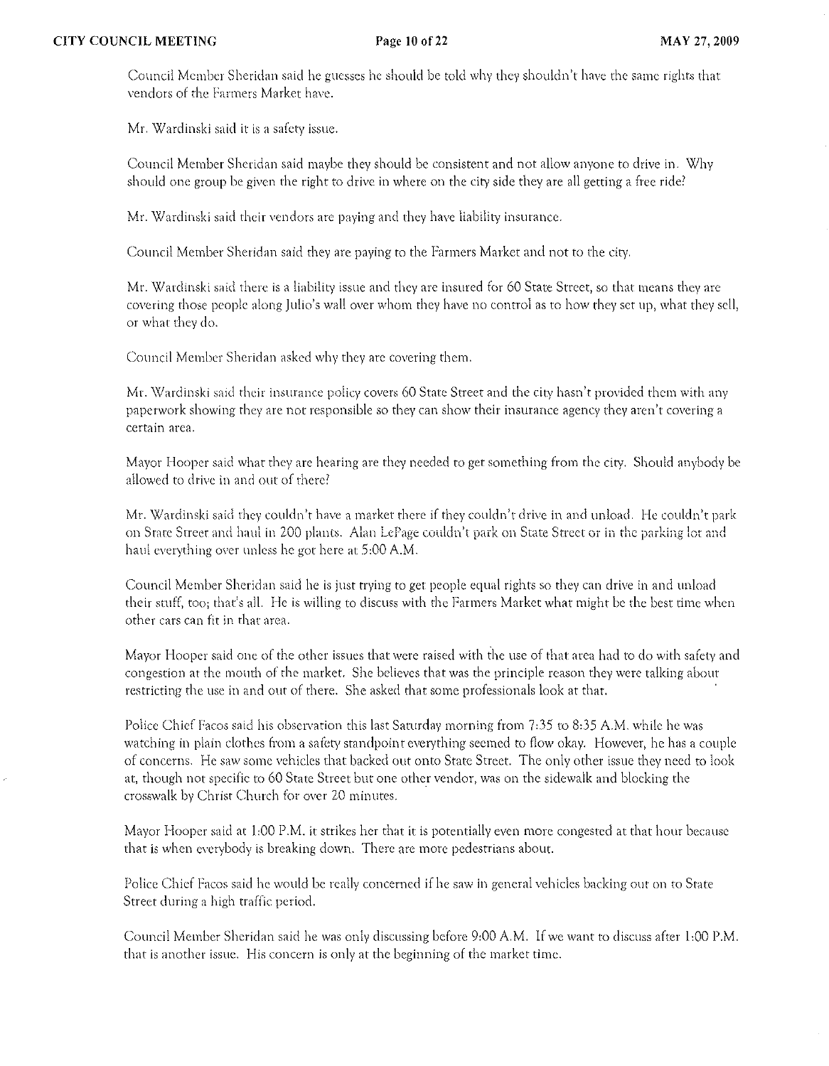Council Member Sheridan said he guesses he should be told why they shouldn't have the same rights that vendors of the Farmers Market have.

Mr. Wardinski said it is a safety issue.

Council Member Sheridan said maybe they should be consistent and not allow anyone to drive in. Why should one group be given the right to drive in where on the city side they are all getting a free ride?

Mr. Wardinski said their vendors are paying and they have liability insurance.

Council Member Sheridan said they are paying to the Farmers Market and not to the city.

Mr. Wardinski said there is a liability issue and they are insured for 60 State Street, so that means they are covering those people along Julio's wall over whom they have no control as to how they set up, what they sell, or what they do.

Council Member Sheridan asked why they are covering them.

Mr. Wardinski said their insurance policy covers 60 State Street and the city hasn't provided them with any paperwork showing they are not responsible so they can show their insurance agency they aren't covering a certain area.

Mayor Hooper said what they are hearing are they needed to get something from the city. Should anybody be allowed to drive in and out of there?

Mr. Wardinski said they couldn't have a market there if they couldn't drive in and unload. He couldn't park on State Street and haul in 200 plants. Alan LePage couldn't park on State Street or in the parking lot and haul everything over unless he got here at 5:00 A.M.

Council Member Sheridan said he is just trying to get people equal rights so they can drive in and unload their stuff, too; that's all. He is willing to discuss with the Farmers Market what might be the best time when other cars can fit in that area.

Mayor Hooper said one of the other issues that were raised with the use of that area had to do with safety and congestion at the mouth of the market. She believes that was the principle reason they were talking about restricting the use in and out of there. She asked that some professionals look at that.

Police Chief Facos said his observation this last Saturday morning from 7:35 to 8:35 A.M. while he was watching in plain clothes from a safety standpoint everything seemed to flow okay. However, he has a couple of concerns. He saw some vehicles that backed out onto State Street. The only other issue they need to look at, though not specific to 60 State Street but one other vendor, was on the sidewalk and blocking the crosswalk by Christ Church for over 20 minutes.

Mayor Hooper said at 1:00 P.M. it strikes her that it is potentially even more congested at that hour because that is when everybody is breaking down. There are more pedestrians about.

Police Chief Facos said he would be really concerned if he saw in general vehicles backing out on to State Street during a high traffic period.

Council Member Sheridan said he was only discussing before 9:00 A.M. If we want to discuss after 1:00 P.M. that is another issue. His concern is only at the beginning of the market time.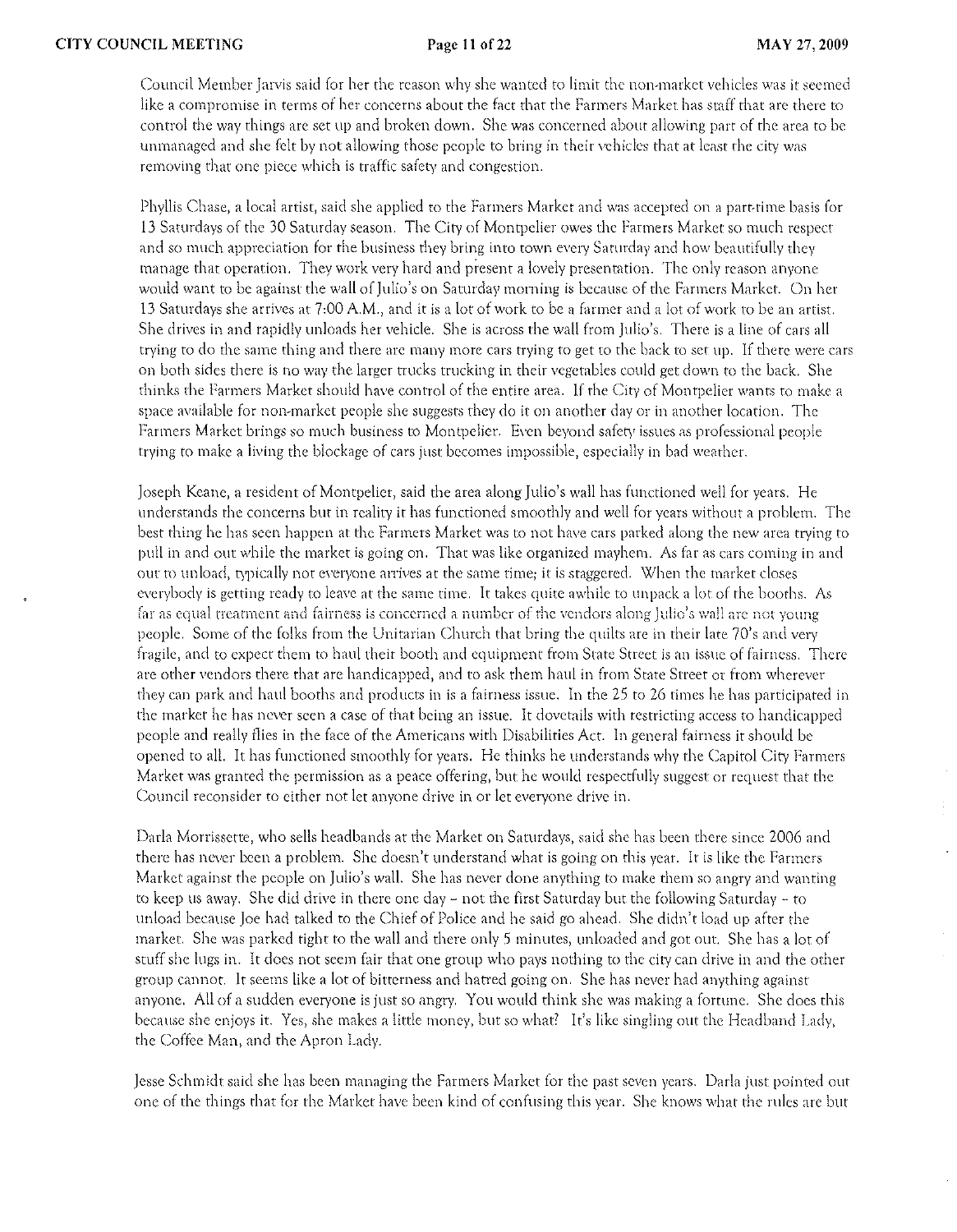Council Member Jarvis said for her the reason why she wanted to limit the non-market vehicles was it seemed like a compromise in terms of her concerns about the fact that the Farmers Market has staff that are there to control the way things are set up and broken down. She was concerned about allowing part of the area to be unmanaged and she felt by not allowing those people to bring in their vehicles that at least the city was removing that one piece which is traffic safety and congestion.

Phyllis Chase, a local artist, said she applied to the Farmers Market and was accepted on a part-time basis for 13 Saturdays of the 30 Saturday season. The City of Montpelier owes the Farmers Market so much respect and so much appreciation for the business they bring into town every Saturday and how beautifully they manage that operation. They work very hard and present a lovely presentation. The only reason anyone would want to be against the wall of Julio's on Saturday morning is because of the Farmers Market. On her 13 Saturdays she arrives at 7:00 A.M., and it is a lot of work to be a farmer and a lot of work to be an artist. She drives in and rapidly unloads her vehicle. She is across the wall from Julio's. There is a line of cars all trying to do the same thing and there are many more cars trying to get to the back to set up. If there were cars on both sides there is no way the larger trucks trucking in their vegetables could get down to the back. She thinks the Farmers Market should have control of the entire area. If the City of Montpelier wants to make a space available for non-market people she suggests they do it on another day or in another location. The Farmers Market brings so much business to Montpelier. Even beyond safety issues as professional people trying to make a living the blockage of cars just becomes impossible, especially in bad weather.

Joseph Keane, a resident of Montpelier, said the area along Julio's wall has functioned well for years. He understands the concerns but in reality it has functioned smoothly and well for years without a problem. The best thing he has seen happen at the Farmers Market was to not have cars parked along the new area trying to pull in and out while the market is going on. That was like organized mayhem. As far as cars coming in and out to unload, typically not everyone arrives at the same time; it is staggered. When the market closes everybody is getting ready to leave at the same time. It takes quite awhile to unpack a lot of the booths. As far as equal treatment and fairness is concerned a number of the vendors along Julio's wall are not young people. Some of the folks from the Unitarian Church that bring the quilts are in their late 70's and very fragile, and to expect them to haul their booth and equipment from State Street is an issue of fairness. There are other vendors there that are handicapped, and to ask them haul in from State Street or from wherever they can park and haul booths and products in is a fairness issue. In the 25 to 26 times he has participated in the market he has never seen a case of that being an issue. It dovetails with restricting access to handicapped people and really flies in the face of the Americans with Disabilities Act. In general fairness it should be opened to all. It has functioned smoothly for years. He thinks he understands why the Capitol City Farmers Market was granted the permission as a peace offering, but he would respectfully suggest or request that the Council reconsider to either not let anyone drive in or let everyone drive in.

Darla Morrissette, who sells headbands at the Market on Saturdays, said she has been there since 2006 and there has never been a problem. She doesn't understand what is going on this year. It is like the Farmers Market against the people on Julio's wall. She has never done anything to make them so angry and wanting to keep us away. She did drive in there one day – not the first Saturday but the following Saturday – to unload because Joe had talked to the Chief of Police and he said go ahead. She didn't load up after the market. She was parked tight to the wall and there only 5 minutes, unloaded and got out. She has a lot of stuff she lugs in. It does not seem fair that one group who pays nothing to the city can drive in and the other group cannot. It seems like a lot of bitterness and hatred going on. She has never had anything against anyone. All of a sudden everyone is just so angry. You would think she was making a fortune. She does this because she enjoys it. Yes, she makes a little money, but so what? It's like singling out the Headband Lady, the Coffee Man, and the Apron Lady.

Jesse Schmidt said she has been managing the Farmers Market for the past seven years. Darla just pointed out one of the things that for the Market have been kind of confusing this year. She knows what the rules are but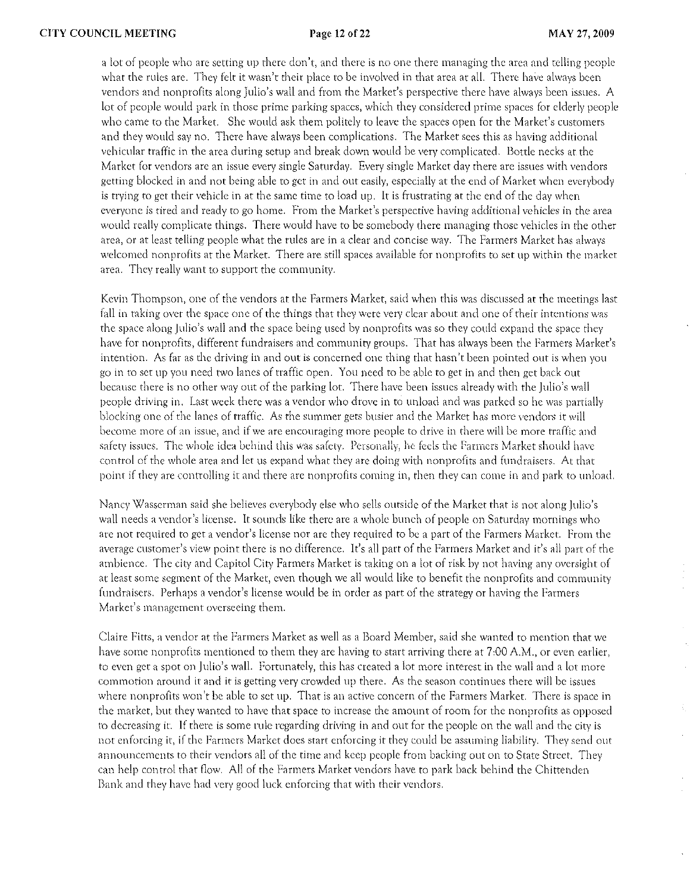a lot of people who are setting up there don't, and there is no one there managing the area and telling people what the rules are. They felt it wasn't their place to be involved in that area at all. There have always been vendors and nonprofits along Julio's wall and from the Market's perspective there have always been issues. A lot of people would park in those prime parking spaces, which they considered prime spaces for elderly people who came to the Market. She would ask them politely to leave the spaces open for the Market's customers and they would say no. There have always been complications. The Market sees this as having additional vehicular traffic in the area during setup and break down would be very complicated. Bottle necks at the Market for vendors are an issue every single Saturday. Every single Market day there are issues with vendors getting blocked in and not being able to get in and out easily, especially at the end of Market when everybody is trying to get their vehicle in at the same time to load up. It is frustrating at the end of the day when everyone is tired and ready to go home. From the Market's perspective having additional vehicles in the area would really complicate things. There would have to be somebody there managing those vehicles in the other area, or at least telling people what the rules are in a clear and concise way. The Farmers Market has always welcomed nonprofits at the Market. There are still spaces available for nonprofits to set up within the market area. They really want to support the community.

Kevin Thompson, one of the vendors at the Farmers Market, said when this was discussed at the meetings last fall in taking over the space one of the things that they were very clear about and one of their intentions was the space along Julio's wall and the space being used by nonprofits was so they could expand the space they have for nonprofits, different fundraisers and community groups. That has always been the Farmers Market's intention. As far as the driving in and out is concerned one thing that hasn't been pointed out is when you go in to set up you need two lanes of traffic open. You need to be able to get in and then get back out because there is no other way out of the parking lot. There have been issues already with the Julio's wall people driving in. Last week there was a vendor who drove in to unload and was parked so he was partially blocking one of the lanes of traffic. As the summer gets busier and the Market has more vendors it will become more of an issue, and if we are encouraging more people to drive in there will be more traffic and safety issues. The whole idea behind this was safety. Personally, he feels the Farmers Market should have control of the whole area and let us expand what they are doing with nonprofits and fundraisers. At that point if they are controlling it and there are nonprofits coming in, then they can come in and park to unload.

Nancy Wasserman said she believes everybody else who sells outside of the Market that is not along Julio's wall needs a vendor's license. It sounds like there are a whole bunch of people on Saturday mornings who are not required to get a vendor's license nor are they required to be a part of the Farmers Market. From the average customer's view point there is no difference. It's all part of the Farmers Market and it's all part of the ambience. The city and Capitol City Farmers Market is taking on a lot of risk by not having any oversight of at least some segment of the Market, even though we all would like to benefit the nonprofits and community fundraisers. Perhaps a vendor's license would be in order as part of the strategy or having the Farmers Market's management overseeing them.

Claire Fitts, a vendor at the Farmers Market as well as a Board Member, said she wanted to mention that we have some nonprofits mentioned to them they are having to start arriving there at 7:00 A.M., or even earlier, to even get a spot on Julio's wall. Fortunately, this has created a lot more interest in the wall and a lot more commotion around it and it is getting very crowded up there. As the season continues there will be issues where nonprofits won't be able to set up. That is an active concern of the Farmers Market. There is space in the market, but they wanted to have that space to increase the amount of room for the nonprofits as opposed to decreasing it. If there is some rule regarding driving in and out for the people on the wall and the city is not enforcing it, if the Farmers Market does start enforcing it they could be assuming liability. They send out announcements to their vendors all of the time and keep people from backing out on to State Street. They can help control that flow. All of the Farmers Market vendors have to park back behind the Chittenden Bank and they have had very good luck enforcing that with their vendors.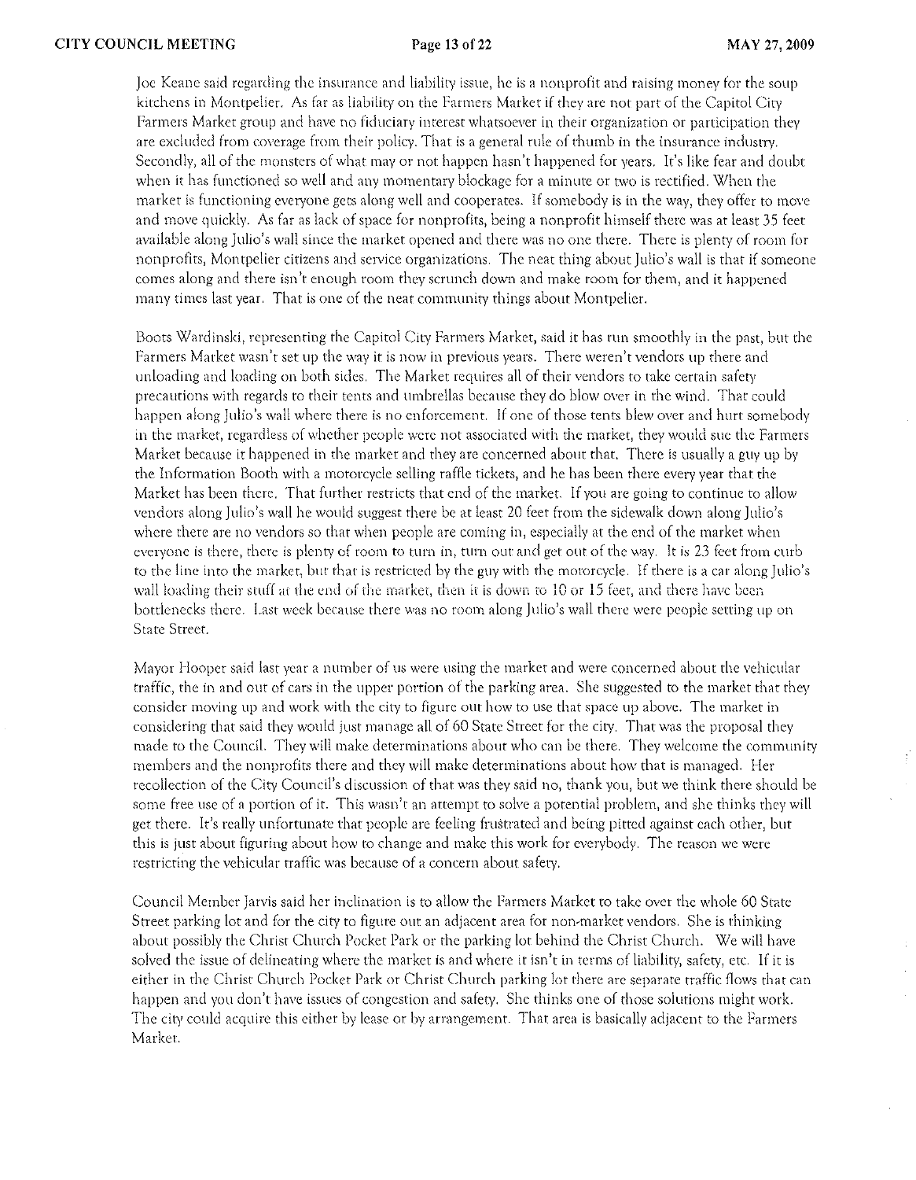Joe Keane said regarding the insurance and liability issue, he is a nonprofit and raising money for the soup kitchens in Montpelier. As far as liability on the Farmers Market if they are not part of the Capitol City Farmers Market group and have no fiduciary interest whatsoever in their organization or participation they are excluded from coverage from their policy. That is a general rule of thumb in the insurance industry. Secondly, all of the monsters of what may or not happen hasn't happened for years. It's like fear and doubt when it has functioned so well and any momentary blockage for a minute or two is rectified. When the market is functioning everyone gets along well and cooperates. If somebody is in the way, they offer to move and move quickly. As far as lack of space for nonprofits, being a nonprofit himself there was at least 35 feet available along Julio's wall since the market opened and there was no one there. There is plenty of room for nonprofits, Montpelier citizens and service organizations. The neat thing about Julio's wall is that if someone comes along and there isn't enough room they scrunch down and make room for them, and it happened many times last year. That is one of the neat community things about Montpelier.

Boots Wardinski, representing the Capitol City Farmers Market, said it has run smoothly in the past, but the Farmers Market wasn't set up the way it is now in previous years. There weren't vendors up there and unloading and loading on both sides. The Market requires all of their vendors to take certain safety precautions with regards to their tents and umbrellas because they do blow over in the wind. That could happen along Julio's wall where there is no enforcement. If one of those tents blew over and hurt somebody in the market, regardless of whether people were not associated with the market, they would sue the Farmers Market because it happened in the market and they are concerned about that. There is usually a guy up by the Information Booth with a motorcycle selling raffle tickets, and he has been there every year that the Market has been there. That further restricts that end of the market. If you are going to continue to allow vendors along Julio's wall he would suggest there be at least 20 feet from the sidewalk down along Julio's where there are no vendors so that when people are coming in, especially at the end of the market when everyone is there, there is plenty of room to turn in, turn out and get out of the way. It is 23 feet from curb to the line into the market, but that is restricted by the guy with the motorcycle. If there is a car along Julio's wall loading their stuff at the end of the market, then it is down to 10 or 15 feet, and there have been bottlenecks there. Last week because there was no room along Julio's wall there were people setting up on State Street.

Mayor Hooper said last year a number of us were using the market and were concerned about the vehicular traffic, the in and out of cars in the upper portion of the parking area. She suggested to the market that they consider moving up and work with the city to figure out how to use that space up above. The market in considering that said they would just manage all of 60 State Street for the city. That was the proposal they made to the Council. They will make determinations about who can be there. They welcome the community members and the nonprofits there and they will make determinations about how that is managed. Her recollection of the City Council's discussion of that was they said no, thank you, but we think there should be some free use of a portion of it. This wasn't an attempt to solve a potential problem, and she thinks they will get there. It's really unfortunate that people are feeling frustrated and being pitted against each other, but this is just about figuring about how to change and make this work for everybody. The reason we were restricting the vehicular traffic was because of a concern about safety.

Council Member Jarvis said her inclination is to allow the Farmers Market to take over the whole 60 State Street parking lot and for the city to figure out an adjacent area for non-market vendors. She is thinking about possibly the Christ Church Pocket Park or the parking lot behind the Christ Church. We will have solved the issue of delineating where the market is and where it isn't in terms of liability, safety, etc. If it is either in the Christ Church Pocket Park or Christ Church parking lot there are separate traffic flows that can happen and you don't have issues of congestion and safety. She thinks one of those solutions might work. The city could acquire this either by lease or by arrangement. That area is basically adjacent to the Farmers Market.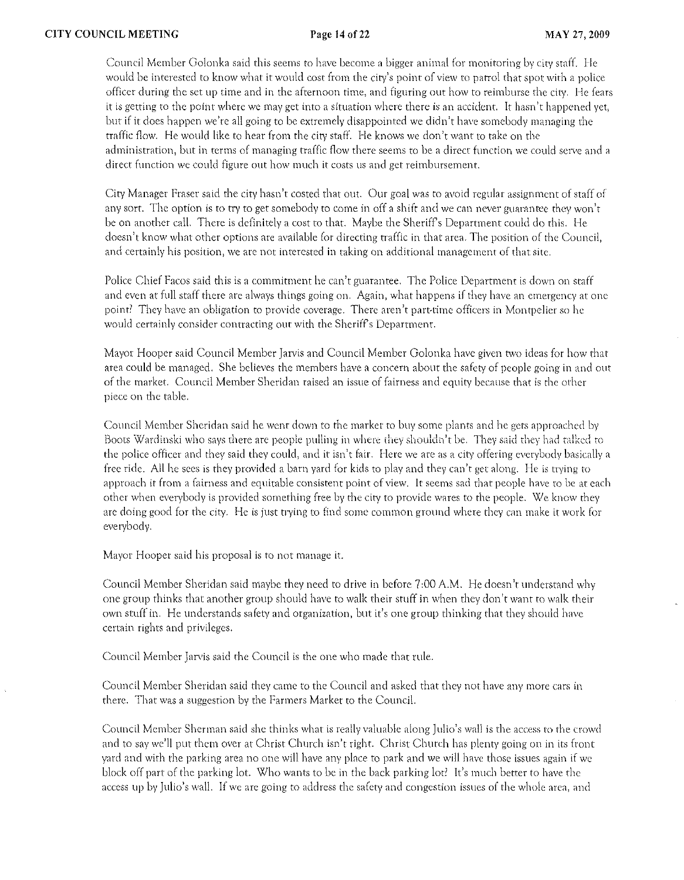Council Member Golonka said this seems to have become a bigger animal for monitoring by city staff. He would be interested to know what it would cost from the city's point of view to patrol that spot with a police officer during the set up time and in the afternoon time, and figuring out how to reimburse the city. He fears it is getting to the point where we may get into a situation where there is an accident. It hasn't happened yet, but if it does happen we're all going to be extremely disappointed we didn't have somebody managing the traffic flow. He would like to hear from the city staff. He knows we don't want to take on the administration, but in terms of managing traffic flow there seems to be a direct function we could serve and a direct function we could figure out how much it costs us and get reimbursement.

City Manager Fraser said the city hasn't costed that out. Our goal was to avoid regular assignment of staff of any sort. The option is to try to get somebody to come in off a shift and we can never guarantee they won't be on another call. There is definitely a cost to that. Maybe the Sheriff's Department could do this. He doesn't know what other options are available for directing traffic in that area. The position of the Council, and certainly his position, we are not interested in taking on additional management of that site.

Police Chief Facos said this is a commitment he can't guarantee. The Police Department is down on staff and even at full staff there are always things going on. Again, what happens if they have an emergency at one point? They have an obligation to provide coverage. There aren't part-time officers in Montpelier so he would certainly consider contracting out with the Sheriff's Department.

Mayor Hooper said Council Member Jarvis and Council Member Golonka have given two ideas for how that area could be managed. She believes the members have a concern about the safety of people going in and out of the market. Council Member Sheridan raised an issue of fairness and equity because that is the other piece on the table.

Council Member Sheridan said he went down to the market to buy some plants and he gets approached by Boots Wardinski who says there are people pulling in where they shouldn't be. They said they had talked to the police officer and they said they could, and it isn't fair. Here we are as a city offering everybody basically a free ride. All he sees is they provided a barn yard for kids to play and they can't get along. He is trying to approach it from a fairness and equitable consistent point of view. It seems sad that people have to be at each other when everybody is provided something free by the city to provide wares to the people. We know they are doing good for the city. He is just trying to find some common ground where they can make it work for everybody.

Mayor Hooper said his proposal is to not manage it.

Council Member Sheridan said maybe they need to drive in before 7:00 A.M. He doesn't understand why one group thinks that another group should have to walk their stuff in when they don't want to walk their own stuff in. He understands safety and organization, but it's one group thinking that they should have certain rights and privileges.

Council Member Jarvis said the Council is the one who made that rule.

Council Member Sheridan said they came to the Council and asked that they not have any more cars in there. That was a suggestion by the Farmers Market to the Council.

Council Member Sherman said she thinks what is really valuable along Julio's wall is the access to the crowd and to say we'll put them over at Christ Church isn't right. Christ Church has plenty going on in its front yard and with the parking area no one will have any place to park and we will have those issues again if we block off part of the parking lot. Who wants to be in the back parking lot? It's much better to have the access up by Julio's wall. If we are going to address the safety and congestion issues of the whole area, and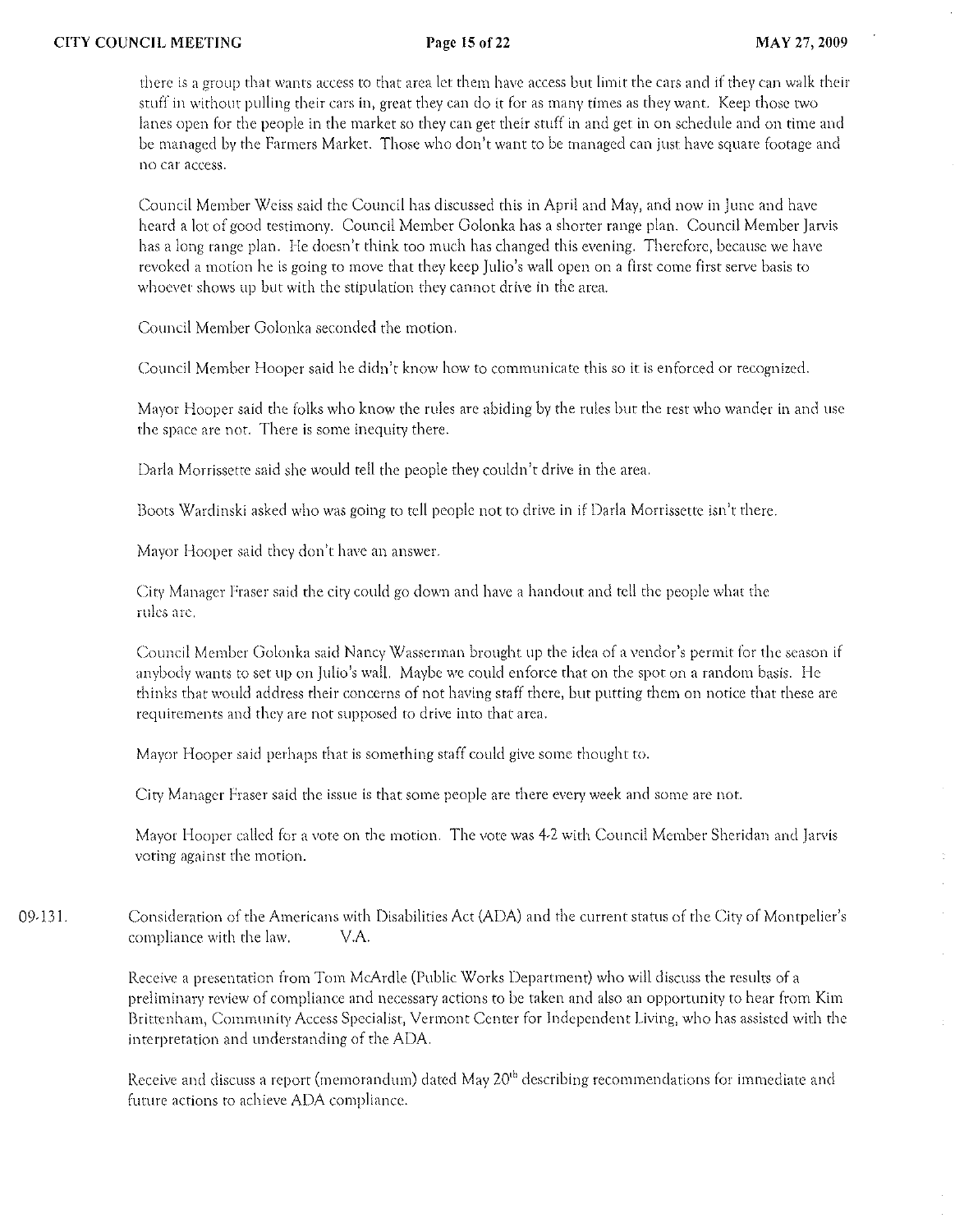there is a group that wants access to that area let them have access but limit the cars and if they can walk their stuff in without pulling their cars in, great they can do it for as many times as they want. Keep those two lanes open for the people in the market so they can get their stuff in and get in on schedule and on time and be managed by the Farmers Market. Those who don't want to be managed can just have square footage and no car access.

Council Member Weiss said the Council has discussed this in April and May, and now in June and have heard a lot of good testimony. Council Member Golonka has a shorter range plan. Council Member Jarvis has a long range plan. He doesn't think too much has changed this evening. Therefore, because we have revoked a motion he is going to move that they keep Julio's wall open on a first come first serve basis to whoever shows up but with the stipulation they cannot drive in the area.

Council Member Golonka seconded the motion.

Council Member Hooper said he didn't know how to communicate this so it is enforced or recognized.

Mayor Hooper said the folks who know the rules are abiding by the rules but the rest who wander in and use the space are not. There is some inequity there.

Darla Morrissette said she would tell the people they couldn't drive in the area.

Boots Wardinski asked who was going to tell people not to drive in if Darla Morrissette isn't there.

Mayor Hooper said they don't have an answer.

City Manager Fraser said the city could go down and have a handout and tell the people what the rules are.

Council Member Golonka said Nancy Wasserman brought up the idea of a vendor's permit for the season if anybody wants to set up on Julio's wall. Maybe we could enforce that on the spot on a random basis. He thinks that would address their concerns of not having staff there, but putting them on notice that these are requirements and they are not supposed to drive into that area.

Mayor Hooper said perhaps that is something staff could give some thought to.

City Manager Fraser said the issue is that some people are there every week and some are not.

Mayor Hooper called for a vote on the motion. The vote was 4-2 with Council Member Sheridan and Jarvis voting against the motion.

09-131. Consideration of the Americans with Disabilities Act (ADA) and the current status of the City of Montpelier's compliance with the law. V.A.

Receive a presentation from Tom McArdle (Public Works Department) who will discuss the results of a preliminary review of compliance and necessary actions to be taken and also an opportunity to hear from Kim Brittenham, Community Access Specialist, Vermont Center for Independent Living, who has assisted with the interpretation and understanding of the ADA.

Receive and discuss a report (memorandum) dated May 20th describing recommendations for immediate and future actions to achieve ADA compliance.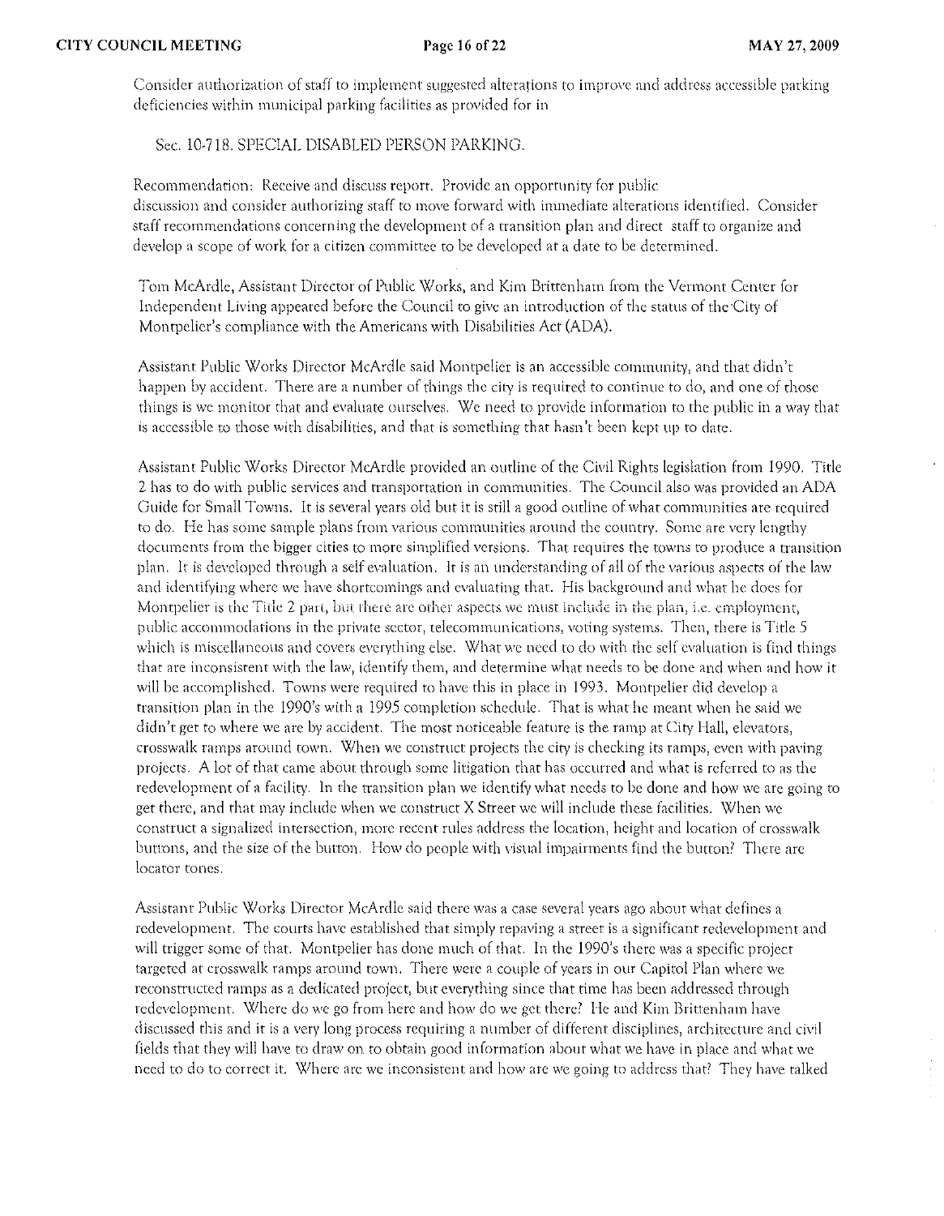Consider authorization of staff to implement suggested alterations to improve and address accessible parking deficiencies within municipal parking facilities as provided for in

Sec. 10-718. SPECIAL DISABLED PERSON PARKING.

Recommendation: Receive and discuss report. Provide an opportunity for public discussion and consider authorizing staff to move forward with immediate alterations identified. Consider staff recommendations concerning the development of a transition plan and direct staff to organize and develop a scope of work for a citizen committee to be developed at a date to be determined.

Tom McArdle, Assistant Director of Public Works, and Kim Brittenham from the Vermont Center for Independent Living appeared before the Council to give an introduction of the status of the City of Montpelier's compliance with the Americans with Disabilities Act (ADA).

Assistant Public Works Director McArdle said Montpelier is an accessible community, and that didn't happen by accident. There are a number of things the city is required to continue to do, and one of those things is we monitor that and evaluate ourselves. We need to provide information to the public in a way that is accessible to those with disabilities, and that is something that hasn't been kept up to date.

Assistant Public Works Director McArdle provided an outline of the Civil Rights legislation from 1990. Title 2 has to do with public services and transportation in communities. The Council also was provided an ADA Guide for Small Towns. It is several years old but it is still a good outline of what communities are required to do. He has some sample plans from various communities around the country. Some are very lengthy documents from the bigger cities to more simplified versions. That requires the towns to produce a transition plan. It is developed through a self evaluation. It is an understanding of all of the various aspects of the law and identifying where we have shortcomings and evaluating that. His background and what he does for Montpelier is the Title 2 part, but there are other aspects we must include in the plan, i.e. employment, public accommodations in the private sector, telecommunications, voting systems. Then, there is Title 5 which is miscellaneous and covers everything else. What we need to do with the self evaluation is find things that are inconsistent with the law, identify them, and determine what needs to be done and when and how it will be accomplished. Towns were required to have this in place in 1993. Montpelier did develop a transition plan in the 1990's with a 1995 completion schedule. That is what he meant when he said we didn't get to where we are by accident. The most noticeable feature is the ramp at City Hall, elevators, crosswalk ramps around town. When we construct projects the city is checking its ramps, even with paving projects. A lot of that came about through some litigation that has occurred and what is referred to as the redevelopment of a facility. In the transition plan we identify what needs to be done and how we are going to get there, and that may include when we construct X Street we will include these facilities. When we construct a signalized intersection, more recent rules address the location, height and location of crosswalk buttons, and the size of the button. How do people with visual impairments find the button? There are locator tones.

Assistant Public Works Director McArdle said there was a case several years ago about what defines a redevelopment. The courts have established that simply repaving a street is a significant redevelopment and will trigger some of that. Montpelier has done much of that. In the 1990's there was a specific project targeted at crosswalk ramps around town. There were a couple of years in our Capitol Plan where we reconstructed ramps as a dedicated project, but everything since that time has been addressed through redevelopment. Where do we go from here and how do we get there? He and Kim Brittenham have discussed this and it is a very long process requiring a number of different disciplines, architecture and civil fields that they will have to draw on to obtain good information about what we have in place and what we need to do to correct it. Where are we inconsistent and how are we going to address that? They have talked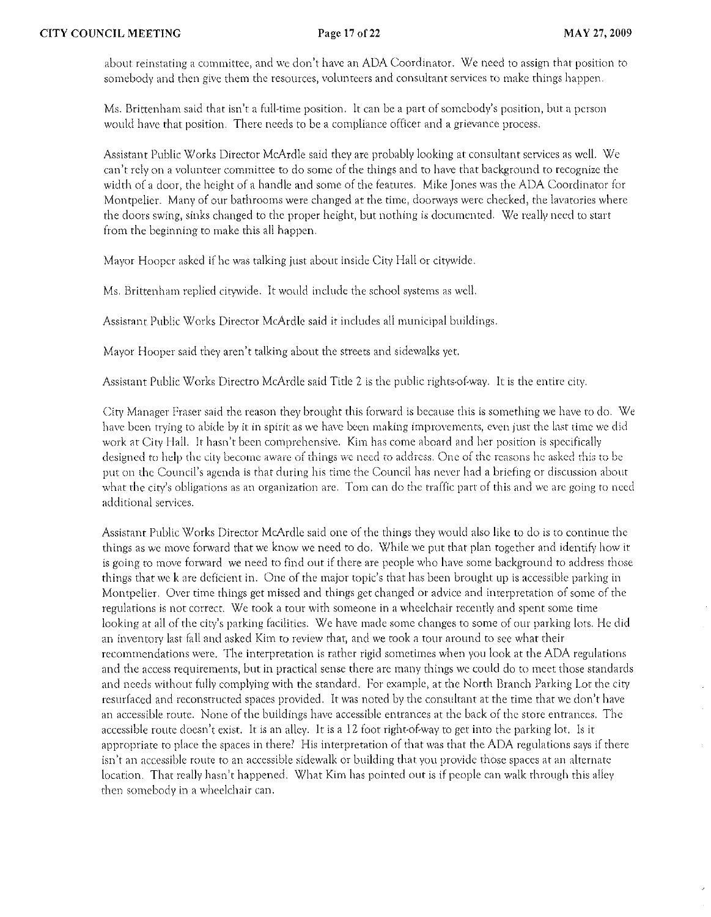about reinstating a committee, and we don't have an ADA Coordinator. We need to assign that position to somebody and then give them the resources, volunteers and consultant services to make things happen.

Ms. Brittenham said that isn't a full-time position. It can be a part of somebody's position, but a person would have that position. There needs to be a compliance officer and a grievance process.

Assistant Public Works Director McArdle said they are probably looking at consultant services as well. We can't rely on a volunteer committee to do some of the things and to have that background to recognize the width of a door, the height of a handle and some of the features. Mike Jones was the ADA Coordinator for Montpelier. Many of our bathrooms were changed at the time, doorways were checked, the lavatories where the doors swing, sinks changed to the proper height, but nothing is documented. We really need to start from the beginning to make this all happen.

Mayor Hooper asked if he was talking just about inside City Hall or citywide.

Ms. Brittenham replied citywide. It would include the school systems as well.

Assistant Public Works Director McArdle said it includes all municipal buildings.

Mayor Hooper said they aren't talking about the streets and sidewalks yet.

Assistant Public Works Directro McArdle said Title 2 is the public rights-of-way. It is the entire city.

City Manager Fraser said the reason they brought this forward is because this is something we have to do. We have been trying to abide by it in spirit as we have been making improvements, even just the last time we did work at City Hall. It hasn't been comprehensive. Kim has come aboard and her position is specifically designed to help the city become aware of things we need to address. One of the reasons he asked this to be put on the Council's agenda is that during his time the Council has never had a briefing or discussion about what the city's obligations as an organization are. Tom can do the traffic part of this and we are going to need additional services.

Assistant Public Works Director McArdle said one of the things they would also like to do is to continue the things as we move forward that we know we need to do. While we put that plan together and identify how it is going to move forward we need to find out if there are people who have some background to address those things that we k are deficient in. One of the major topic's that has been brought up is accessible parking in Montpelier. Over time things get missed and things get changed or advice and interpretation of some of the regulations is not correct. We took a tour with someone in a wheelchair recently and spent some time looking at all of the city's parking facilities. We have made some changes to some of our parking lots. He did an inventory last fall and asked Kim to review that, and we took a tour around to see what their recommendations were. The interpretation is rather rigid sometimes when you look at the ADA regulations and the access requirements, but in practical sense there are many things we could do to meet those standards and needs without fully complying with the standard. For example, at the North Branch Parking Lot the city resurfaced and reconstructed spaces provided. It was noted by the consultant at the time that we don't have an accessible route. None of the buildings have accessible entrances at the back of the store entrances. The accessible route doesn't exist. It is an alley. It is a 12 foot right-of-way to get into the parking lot. Is it appropriate to place the spaces in there? His interpretation of that was that the ADA regulations says if there isn't an accessible route to an accessible sidewalk or building that you provide those spaces at an alternate location. That really hasn't happened. What Kim has pointed out is if people can walk through this alley then somebody in a wheelchair can.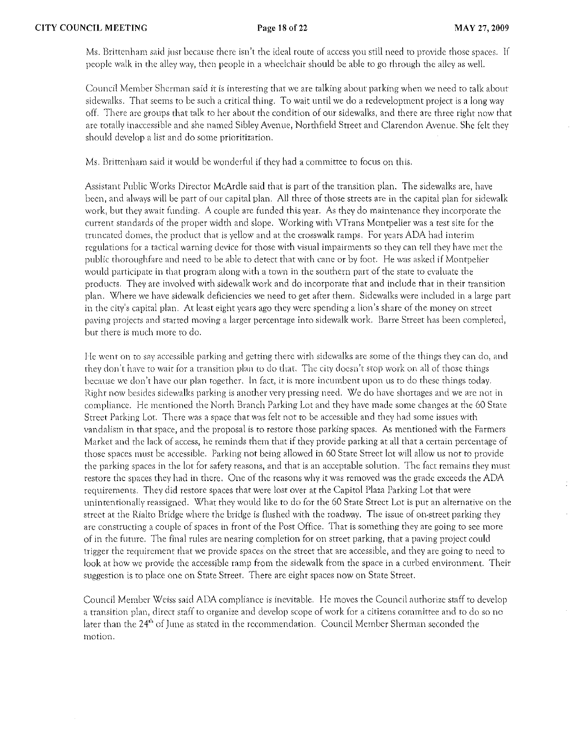Ms. Brittenham said just because there isn't the ideal route of access you still need to provide those spaces. If people walk in the alley way, then people in a wheelchair should be able to go through the alley as well.

Council Member Sherman said it is interesting that we are talking about parking when we need to talk about sidewalks. That seems to be such a critical thing. To wait until we do a redevelopment project is a long way off. There are groups that talk to her about the condition of our sidewalks, and there are three right now that are totally inaccessible and she named Sibley Avenue, Northfield Street and Clarendon Avenue. She felt they should develop a list and do some prioritization.

Ms. Brittenham said it would be wonderful if they had a committee to focus on this.

Assistant Public Works Director McArdle said that is part of the transition plan. The sidewalks are, have been, and always will be part of our capital plan. All three of those streets are in the capital plan for sidewalk work, but they await funding. A couple are funded this year. As they do maintenance they incorporate the current standards of the proper width and slope. Working with VTrans Montpelier was a test site for the truncated domes, the product that is yellow and at the crosswalk ramps. For years ADA had interim regulations for a tactical warning device for those with visual impairments so they can tell they have met the public thoroughfare and need to be able to detect that with cane or by foot. He was asked if Montpelier would participate in that program along with a town in the southern part of the state to evaluate the products. They are involved with sidewalk work and do incorporate that and include that in their transition plan. Where we have sidewalk deficiencies we need to get after them. Sidewalks were included in a large part in the city's capital plan. At least eight years ago they were spending a lion's share of the money on street paving projects and started moving a larger percentage into sidewalk work. Barre Street has been completed, but there is much more to do.

He went on to say accessible parking and getting there with sidewalks are some of the things they can do, and they don't have to wait for a transition plan to do that. The city doesn't stop work on all of those things because we don't have our plan together. In fact, it is more incumbent upon us to do these things today. Right now besides sidewalks parking is another very pressing need. We do have shortages and we are not in compliance. He mentioned the North Branch Parking Lot and they have made some changes at the 60 State Street Parking Lot. There was a space that was felt not to be accessible and they had some issues with vandalism in that space, and the proposal is to restore those parking spaces. As mentioned with the Farmers Market and the lack of access, he reminds them that if they provide parking at all that a certain percentage of those spaces must be accessible. Parking not being allowed in 60 State Street lot will allow us not to provide the parking spaces in the lot for safety reasons, and that is an acceptable solution. The fact remains they must restore the spaces they had in there. One of the reasons why it was removed was the grade exceeds the ADA requirements. They did restore spaces that were lost over at the Capitol Plaza Parking Lot that were unintentionally reassigned. What they would like to do for the 60 State Street Lot is put an alternative on the street at the Rialto Bridge where the bridge is flushed with the roadway. The issue of on-street parking they are constructing a couple of spaces in front of the Post Office. That is something they are going to see more of in the future. The final rules are nearing completion for on street parking, that a paving project could trigger the requirement that we provide spaces on the street that are accessible, and they are going to need to look at how we provide the accessible ramp from the sidewalk from the space in a curbed environment. Their suggestion is to place one on State Street. There are eight spaces now on State Street.

Council Member Weiss said ADA compliance is inevitable. He moves the Council authorize staff to develop a transition plan, direct staff to organize and develop scope of work for a citizens committee and to do so no later than the 24th of June as stated in the recommendation. Council Member Sherman seconded the motion.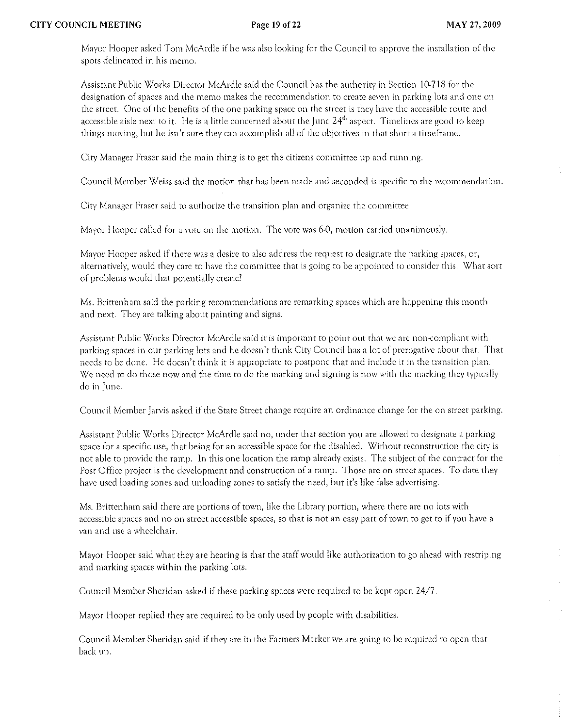Mayor Hooper asked Tom McArdle if he was also looking for the Council to approve the installation of the spots delineated in his memo.

Assistant Public Works Director McArdle said the Council has the authority in Section 10-718 for the designation of spaces and the memo makes the recommendation to create seven in parking lots and one on the street. One of the benefits of the one parking space on the street is they have the accessible route and accessible aisle next to it. He is a little concerned about the June 24th aspect. Timelines are good to keep things moving, but he isn't sure they can accomplish all of the objectives in that short a timeframe.

City Manager Fraser said the main thing is to get the citizens committee up and running.

Council Member Weiss said the motion that has been made and seconded is specific to the recommendation.

City Manager Fraser said to authorize the transition plan and organize the committee.

Mayor Hooper called for a vote on the motion. The vote was 6-0, motion carried unanimously.

Mayor Hooper asked if there was a desire to also address the request to designate the parking spaces, or, alternatively, would they care to have the committee that is going to be appointed to consider this. What sort of problems would that potentially create?

Ms. Brittenham said the parking recommendations are remarking spaces which are happening this month and next. They are talking about painting and signs.

Assistant Public Works Director McArdle said it is important to point out that we are non-compliant with parking spaces in our parking lots and he doesn't think City Council has a lot of prerogative about that. That needs to be done. He doesn't think it is appropriate to postpone that and include it in the transition plan. We need to do those now and the time to do the marking and signing is now with the marking they typically do in June.

Council Member Jarvis asked if the State Street change require an ordinance change for the on street parking.

Assistant Public Works Director McArdle said no, under that section you are allowed to designate a parking space for a specific use, that being for an accessible space for the disabled. Without reconstruction the city is not able to provide the ramp. In this one location the ramp already exists. The subject of the contract for the Post Office project is the development and construction of a ramp. Those are on street spaces. To date they have used loading zones and unloading zones to satisfy the need, but it's like false advertising.

Ms. Brittenham said there are portions of town, like the Library portion, where there are no lots with accessible spaces and no on street accessible spaces, so that is not an easy part of town to get to if you have a van and use a wheelchair.

Mayor Hooper said what they are hearing is that the staff would like authorization to go ahead with restriping and marking spaces within the parking lots.

Council Member Sheridan asked if these parking spaces were required to be kept open 24/7.

Mayor Hooper replied they are required to be only used by people with disabilities.

Council Member Sheridan said if they are in the Farmers Market we are going to be required to open that back up.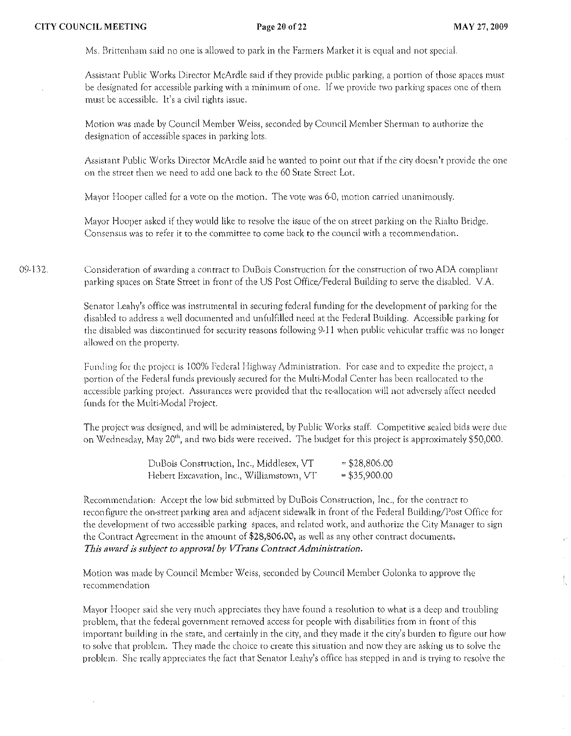Ms. Brittenham said no one is allowed to park in the Farmers Market it is equal and not special.

Assistant Public Works Director McArdle said if they provide public parking, a portion of those spaces must be designated for accessible parking with a minimum of one. If we provide two parking spaces one of them must be accessible. It's a civil rights issue.

Motion was made by Council Member Weiss, seconded by Council Member Sherman to authorize the designation of accessible spaces in parking lots.

Assistant Public Works Director McArdle said he wanted to point out that if the city doesn't provide the one on the street then we need to add one back to the 60 State Street Lot.

Mayor Hooper called for a vote on the motion. The vote was 6-0, motion carried unanimously.

Mayor Hooper asked if they would like to resolve the issue of the on street parking on the Rialto Bridge. Consensus was to refer it to the committee to come back to the council with a recommendation.

09-132. Consideration of awarding a contract to DuBois Construction for the construction of two ADA compliant parking spaces on State Street in front of the US Post Office/Federal Building to serve the disabled. V.A.

Senator Leahy's office was instrumental in securing federal funding for the development of parking for the disabled to address a well documented and unfulfilled need at the Federal Building. Accessible parking for the disabled was discontinued for security reasons following 9-11 when public vehicular traffic was no longer allowed on the property.

Funding for the project is 100% Federal Highway Administration. For ease and to expedite the project, a portion of the Federal funds previously secured for the Multi-Modal Center has been reallocated to the accessible parking project. Assurances were provided that the re-allocation will not adversely affect needed funds for the Multi-Modal Project.

The project was designed, and will be administered, by Public Works staff. Competitive sealed bids were due on Wednesday, May 20th, and two bids were received. The budget for this project is approximately $50,000.

| | |
|---|---|
| DuBois Construction, Inc., Middlesex, VT | = $28,806.00 |
| Hebert Excavation, Inc., Williamstown, VT | = $35,900.00 |

Recommendation: Accept the low bid submitted by DuBois Construction, Inc., for the contract to reconfigure the on-street parking area and adjacent sidewalk in front of the Federal Building/Post Office for the development of two accessible parking spaces, and related work, and authorize the City Manager to sign the Contract Agreement in the amount of $28,806.00, as well as any other contract documents. ***This award is subject to approval by VTrans Contract Administration.***

Motion was made by Council Member Weiss, seconded by Council Member Golonka to approve the recommendation

Mayor Hooper said she very much appreciates they have found a resolution to what is a deep and troubling problem, that the federal government removed access for people with disabilities from in front of this important building in the state, and certainly in the city, and they made it the city's burden to figure out how to solve that problem. They made the choice to create this situation and now they are asking us to solve the problem. She really appreciates the fact that Senator Leahy's office has stepped in and is trying to resolve the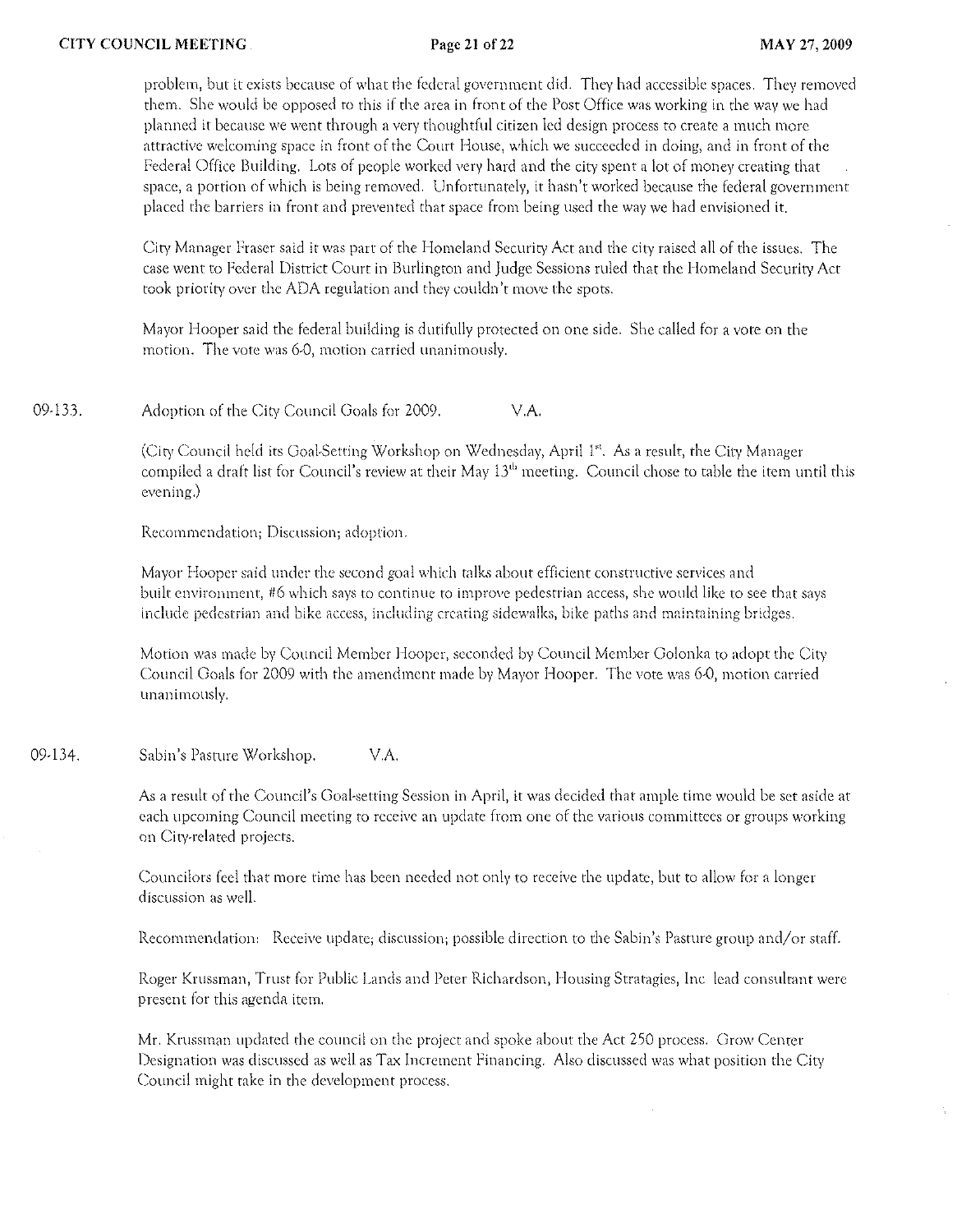problem, but it exists because of what the federal government did. They had accessible spaces. They removed them. She would be opposed to this if the area in front of the Post Office was working in the way we had planned it because we went through a very thoughtful citizen led design process to create a much more attractive welcoming space in front of the Court House, which we succeeded in doing, and in front of the Federal Office Building. Lots of people worked very hard and the city spent a lot of money creating that space, a portion of which is being removed. Unfortunately, it hasn't worked because the federal government placed the barriers in front and prevented that space from being used the way we had envisioned it.

City Manager Fraser said it was part of the Homeland Security Act and the city raised all of the issues. The case went to Federal District Court in Burlington and Judge Sessions ruled that the Homeland Security Act took priority over the ADA regulation and they couldn't move the spots.

Mayor Hooper said the federal building is dutifully protected on one side. She called for a vote on the motion. The vote was 6-0, motion carried unanimously.

09-133. Adoption of the City Council Goals for 2009. V.A.

(City Council held its Goal-Setting Workshop on Wednesday, April 1st. As a result, the City Manager compiled a draft list for Council's review at their May 13th meeting. Council chose to table the item until this evening.)

Recommendation; Discussion; adoption.

Mayor Hooper said under the second goal which talks about efficient constructive services and built environment, #6 which says to continue to improve pedestrian access, she would like to see that says include pedestrian and bike access, including creating sidewalks, bike paths and maintaining bridges.

Motion was made by Council Member Hooper, seconded by Council Member Golonka to adopt the City Council Goals for 2009 with the amendment made by Mayor Hooper. The vote was 6-0, motion carried unanimously.

09-134. Sabin's Pasture Workshop. V.A.

As a result of the Council's Goal-setting Session in April, it was decided that ample time would be set aside at each upcoming Council meeting to receive an update from one of the various committees or groups working on City-related projects.

Councilors feel that more time has been needed not only to receive the update, but to allow for a longer discussion as well.

Recommendation: Receive update; discussion; possible direction to the Sabin's Pasture group and/or staff.

Roger Krussman, Trust for Public Lands and Peter Richardson, Housing Stratagies, Inc lead consultant were present for this agenda item.

Mr. Krussman updated the council on the project and spoke about the Act 250 process. Grow Center Designation was discussed as well as Tax Increment Financing. Also discussed was what position the City Council might take in the development process.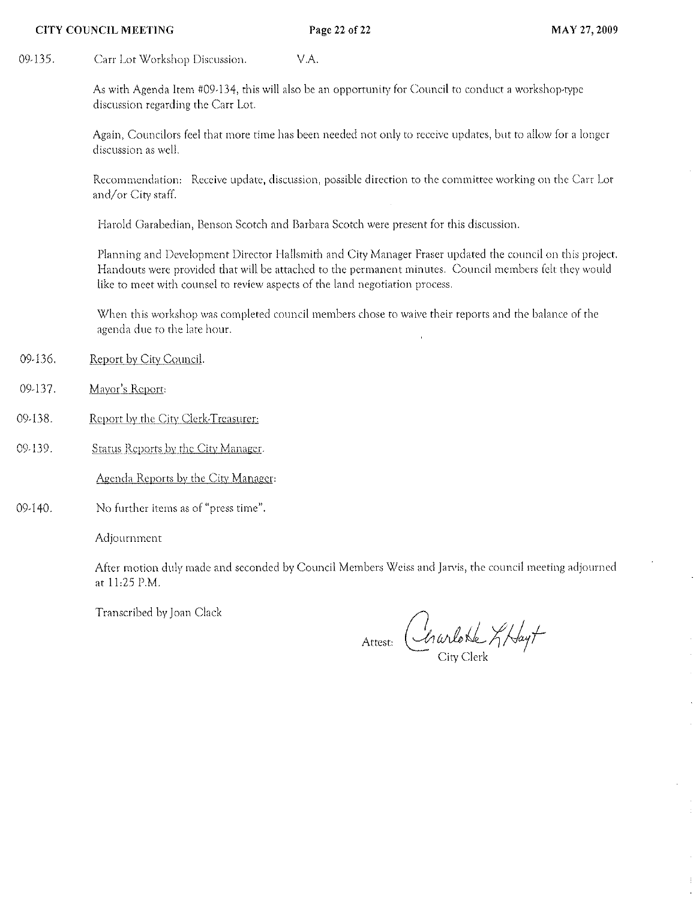09-135. Carr Lot Workshop Discussion. V.A.

As with Agenda Item #09-134, this will also be an opportunity for Council to conduct a workshop-type discussion regarding the Carr Lot.

Again, Councilors feel that more time has been needed not only to receive updates, but to allow for a longer discussion as well.

Recommendation: Receive update, discussion, possible direction to the committee working on the Carr Lot and/or City staff.

Harold Garabedian, Benson Scotch and Barbara Scotch were present for this discussion.

Planning and Development Director Hallsmith and City Manager Fraser updated the council on this project. Handouts were provided that will be attached to the permanent minutes. Council members felt they would like to meet with counsel to review aspects of the land negotiation process.

When this workshop was completed council members chose to waive their reports and the balance of the agenda due to the late hour.

09-136. Report by City Council.

09-137. Mayor's Report:

09-138. Report by the City Clerk-Treasurer:

09-139. Status Reports by the City Manager.

Agenda Reports by the City Manager:

09-140. No further items as of "press time".

Adjournment

After motion duly made and seconded by Council Members Weiss and Jarvis, the council meeting adjourned at 11:25 P.M.

Transcribed by Joan Clack

Attest: Charlotte L Hoyt
City Clerk